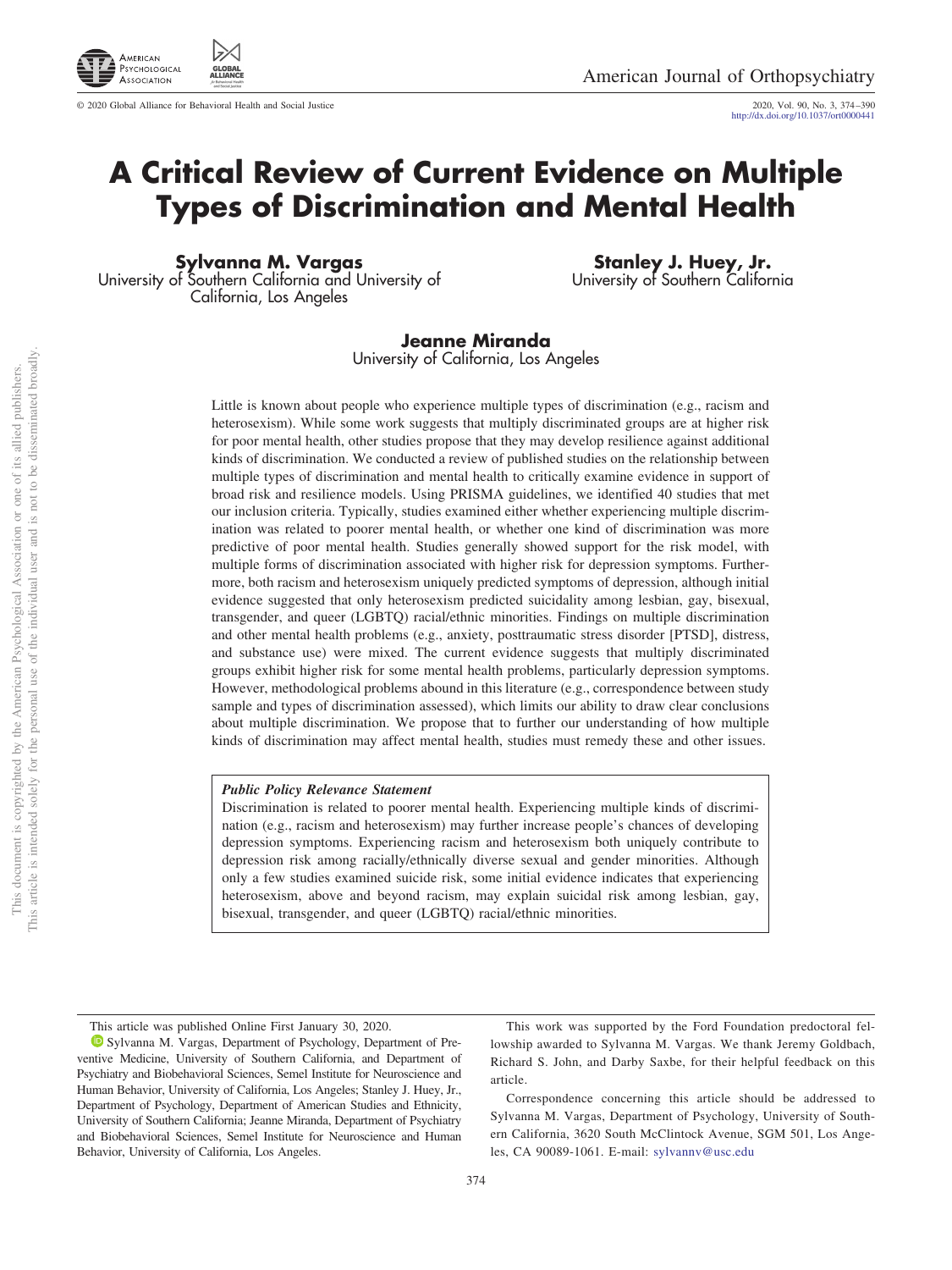# A Critical Review of Current Evidence on Multiple Types of Discrimination and Mental Health

**Sylvanna M. Vargas**
University of Southern California and University of California, Los Angeles

**Stanley J. Huey, Jr.**
University of Southern California

**Jeanne Miranda**
University of California, Los Angeles

Little is known about people who experience multiple types of discrimination (e.g., racism and heterosexism). While some work suggests that multiply discriminated groups are at higher risk for poor mental health, other studies propose that they may develop resilience against additional kinds of discrimination. We conducted a review of published studies on the relationship between multiple types of discrimination and mental health to critically examine evidence in support of broad risk and resilience models. Using PRISMA guidelines, we identified 40 studies that met our inclusion criteria. Typically, studies examined either whether experiencing multiple discrimination was related to poorer mental health, or whether one kind of discrimination was more predictive of poor mental health. Studies generally showed support for the risk model, with multiple forms of discrimination associated with higher risk for depression symptoms. Furthermore, both racism and heterosexism uniquely predicted symptoms of depression, although initial evidence suggested that only heterosexism predicted suicidality among lesbian, gay, bisexual, transgender, and queer (LGBTQ) racial/ethnic minorities. Findings on multiple discrimination and other mental health problems (e.g., anxiety, posttraumatic stress disorder [PTSD], distress, and substance use) were mixed. The current evidence suggests that multiply discriminated groups exhibit higher risk for some mental health problems, particularly depression symptoms. However, methodological problems abound in this literature (e.g., correspondence between study sample and types of discrimination assessed), which limits our ability to draw clear conclusions about multiple discrimination. We propose that to further our understanding of how multiple kinds of discrimination may affect mental health, studies must remedy these and other issues.

> ***Public Policy Relevance Statement***
> Discrimination is related to poorer mental health. Experiencing multiple kinds of discrimination (e.g., racism and heterosexism) may further increase people's chances of developing depression symptoms. Experiencing racism and heterosexism both uniquely contribute to depression risk among racially/ethnically diverse sexual and gender minorities. Although only a few studies examined suicide risk, some initial evidence indicates that experiencing heterosexism, above and beyond racism, may explain suicidal risk among lesbian, gay, bisexual, transgender, and queer (LGBTQ) racial/ethnic minorities.

This article was published Online First January 30, 2020.

Sylvanna M. Vargas, Department of Psychology, Department of Preventive Medicine, University of Southern California, and Department of Psychiatry and Biobehavioral Sciences, Semel Institute for Neuroscience and Human Behavior, University of California, Los Angeles; Stanley J. Huey, Jr., Department of Psychology, Department of American Studies and Ethnicity, University of Southern California; Jeanne Miranda, Department of Psychiatry and Biobehavioral Sciences, Semel Institute for Neuroscience and Human Behavior, University of California, Los Angeles.

This work was supported by the Ford Foundation predoctoral fellowship awarded to Sylvanna M. Vargas. We thank Jeremy Goldbach, Richard S. John, and Darby Saxbe, for their helpful feedback on this article.

Correspondence concerning this article should be addressed to Sylvanna M. Vargas, Department of Psychology, University of Southern California, 3620 South McClintock Avenue, SGM 501, Los Angeles, CA 90089-1061. E-mail: sylvannv@usc.edu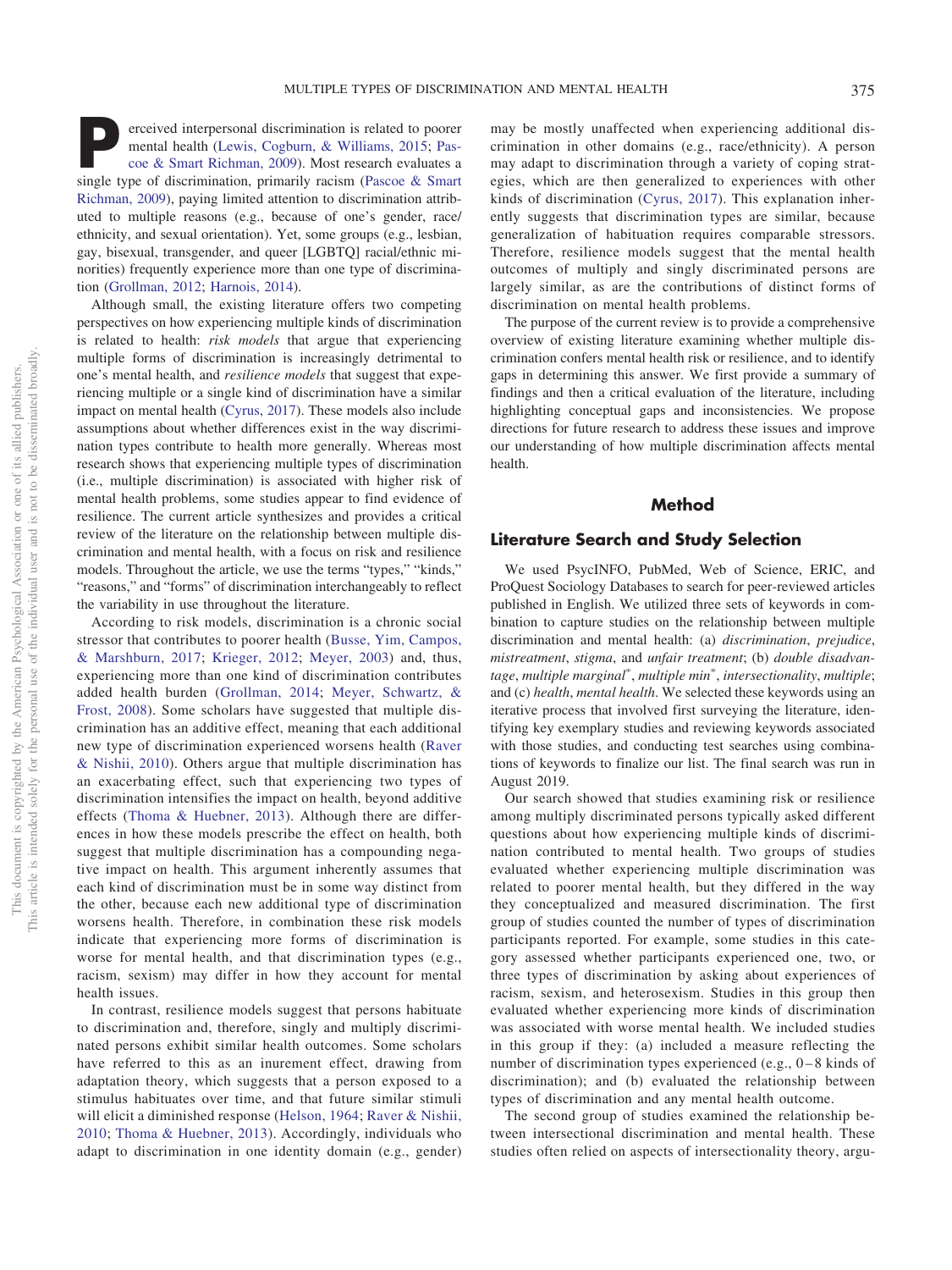Perceived interpersonal discrimination is related to poorer mental health (Lewis, Cogburn, & Williams, 2015; Pascoe & Smart Richman, 2009). Most research evaluates a single type of discrimination, primarily racism (Pascoe & Smart Richman, 2009), paying limited attention to discrimination attributed to multiple reasons (e.g., because of one's gender, race/ethnicity, and sexual orientation). Yet, some groups (e.g., lesbian, gay, bisexual, transgender, and queer [LGBTQ] racial/ethnic minorities) frequently experience more than one type of discrimination (Grollman, 2012; Harnois, 2014).

Although small, the existing literature offers two competing perspectives on how experiencing multiple kinds of discrimination is related to health: *risk models* that argue that experiencing multiple forms of discrimination is increasingly detrimental to one's mental health, and *resilience models* that suggest that experiencing multiple or a single kind of discrimination have a similar impact on mental health (Cyrus, 2017). These models also include assumptions about whether differences exist in the way discrimination types contribute to health more generally. Whereas most research shows that experiencing multiple types of discrimination (i.e., multiple discrimination) is associated with higher risk of mental health problems, some studies appear to find evidence of resilience. The current article synthesizes and provides a critical review of the literature on the relationship between multiple discrimination and mental health, with a focus on risk and resilience models. Throughout the article, we use the terms "types," "kinds," "reasons," and "forms" of discrimination interchangeably to reflect the variability in use throughout the literature.

According to risk models, discrimination is a chronic social stressor that contributes to poorer health (Busse, Yim, Campos, & Marshburn, 2017; Krieger, 2012; Meyer, 2003) and, thus, experiencing more than one kind of discrimination contributes added health burden (Grollman, 2014; Meyer, Schwartz, & Frost, 2008). Some scholars have suggested that multiple discrimination has an additive effect, meaning that each additional new type of discrimination experienced worsens health (Raver & Nishii, 2010). Others argue that multiple discrimination has an exacerbating effect, such that experiencing two types of discrimination intensifies the impact on health, beyond additive effects (Thoma & Huebner, 2013). Although there are differences in how these models prescribe the effect on health, both suggest that multiple discrimination has a compounding negative impact on health. This argument inherently assumes that each kind of discrimination must be in some way distinct from the other, because each new additional type of discrimination worsens health. Therefore, in combination these risk models indicate that experiencing more forms of discrimination is worse for mental health, and that discrimination types (e.g., racism, sexism) may differ in how they account for mental health issues.

In contrast, resilience models suggest that persons habituate to discrimination and, therefore, singly and multiply discriminated persons exhibit similar health outcomes. Some scholars have referred to this as an inurement effect, drawing from adaptation theory, which suggests that a person exposed to a stimulus habituates over time, and that future similar stimuli will elicit a diminished response (Helson, 1964; Raver & Nishii, 2010; Thoma & Huebner, 2013). Accordingly, individuals who adapt to discrimination in one identity domain (e.g., gender) may be mostly unaffected when experiencing additional discrimination in other domains (e.g., race/ethnicity). A person may adapt to discrimination through a variety of coping strategies, which are then generalized to experiences with other kinds of discrimination (Cyrus, 2017). This explanation inherently suggests that discrimination types are similar, because generalization of habituation requires comparable stressors. Therefore, resilience models suggest that the mental health outcomes of multiply and singly discriminated persons are largely similar, as are the contributions of distinct forms of discrimination on mental health problems.

The purpose of the current review is to provide a comprehensive overview of existing literature examining whether multiple discrimination confers mental health risk or resilience, and to identify gaps in determining this answer. We first provide a summary of findings and then a critical evaluation of the literature, including highlighting conceptual gaps and inconsistencies. We propose directions for future research to address these issues and improve our understanding of how multiple discrimination affects mental health.

## Method

### Literature Search and Study Selection

We used PsycINFO, PubMed, Web of Science, ERIC, and ProQuest Sociology Databases to search for peer-reviewed articles published in English. We utilized three sets of keywords in combination to capture studies on the relationship between multiple discrimination and mental health: (a) *discrimination*, *prejudice*, *mistreatment*, *stigma*, and *unfair treatment*; (b) *double disadvantage*, *multiple marginal**, *multiple min**, *intersectionality*, *multiple*; and (c) *health*, *mental health*. We selected these keywords using an iterative process that involved first surveying the literature, identifying key exemplary studies and reviewing keywords associated with those studies, and conducting test searches using combinations of keywords to finalize our list. The final search was run in August 2019.

Our search showed that studies examining risk or resilience among multiply discriminated persons typically asked different questions about how experiencing multiple kinds of discrimination contributed to mental health. Two groups of studies evaluated whether experiencing multiple discrimination was related to poorer mental health, but they differed in the way they conceptualized and measured discrimination. The first group of studies counted the number of types of discrimination participants reported. For example, some studies in this category assessed whether participants experienced one, two, or three types of discrimination by asking about experiences of racism, sexism, and heterosexism. Studies in this group then evaluated whether experiencing more kinds of discrimination was associated with worse mental health. We included studies in this group if they: (a) included a measure reflecting the number of discrimination types experienced (e.g., 0–8 kinds of discrimination); and (b) evaluated the relationship between types of discrimination and any mental health outcome.

The second group of studies examined the relationship between intersectional discrimination and mental health. These studies often relied on aspects of intersectionality theory, argu-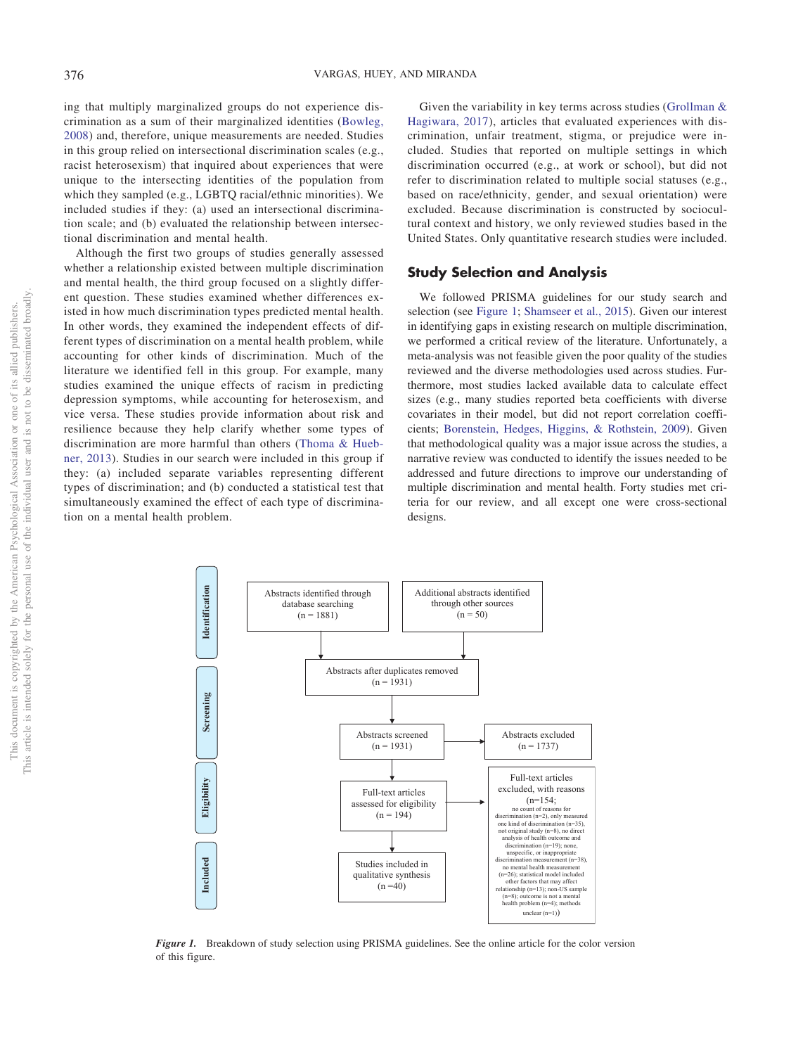ing that multiply marginalized groups do not experience discrimination as a sum of their marginalized identities (Bowleg, 2008) and, therefore, unique measurements are needed. Studies in this group relied on intersectional discrimination scales (e.g., racist heterosexism) that inquired about experiences that were unique to the intersecting identities of the population from which they sampled (e.g., LGBTQ racial/ethnic minorities). We included studies if they: (a) used an intersectional discrimination scale; and (b) evaluated the relationship between intersectional discrimination and mental health.

Although the first two groups of studies generally assessed whether a relationship existed between multiple discrimination and mental health, the third group focused on a slightly different question. These studies examined whether differences existed in how much discrimination types predicted mental health. In other words, they examined the independent effects of different types of discrimination on a mental health problem, while accounting for other kinds of discrimination. Much of the literature we identified fell in this group. For example, many studies examined the unique effects of racism in predicting depression symptoms, while accounting for heterosexism, and vice versa. These studies provide information about risk and resilience because they help clarify whether some types of discrimination are more harmful than others (Thoma & Huebner, 2013). Studies in our search were included in this group if they: (a) included separate variables representing different types of discrimination; and (b) conducted a statistical test that simultaneously examined the effect of each type of discrimination on a mental health problem.

Given the variability in key terms across studies (Grollman & Hagiwara, 2017), articles that evaluated experiences with discrimination, unfair treatment, stigma, or prejudice were included. Studies that reported on multiple settings in which discrimination occurred (e.g., at work or school), but did not refer to discrimination related to multiple social statuses (e.g., based on race/ethnicity, gender, and sexual orientation) were excluded. Because discrimination is constructed by sociocultural context and history, we only reviewed studies based in the United States. Only quantitative research studies were included.

## Study Selection and Analysis

We followed PRISMA guidelines for our study search and selection (see Figure 1; Shamseer et al., 2015). Given our interest in identifying gaps in existing research on multiple discrimination, we performed a critical review of the literature. Unfortunately, a meta-analysis was not feasible given the poor quality of the studies reviewed and the diverse methodologies used across studies. Furthermore, most studies lacked available data to calculate effect sizes (e.g., many studies reported beta coefficients with diverse covariates in their model, but did not report correlation coefficients; Borenstein, Hedges, Higgins, & Rothstein, 2009). Given that methodological quality was a major issue across the studies, a narrative review was conducted to identify the issues needed to be addressed and future directions to improve our understanding of multiple discrimination and mental health. Forty studies met criteria for our review, and all except one were cross-sectional designs.

**Identification**
- Abstracts identified through database searching (n = 1881)
- Additional abstracts identified through other sources (n = 50)

**Screening**
- Abstracts after duplicates removed (n = 1931)
- Abstracts screened (n = 1931) → Abstracts excluded (n = 1737)

**Eligibility**
- Full-text articles assessed for eligibility (n = 194) → Full-text articles excluded, with reasons (n=154; no count of reasons for discrimination (n=2), only measured one kind of discrimination (n=35), not original study (n=8), no direct analysis of health outcome and discrimination (n=19); none, unspecific, or inappropriate discrimination measurement (n=38), no mental health measurement (n=26); statistical model included other factors that may affect relationship (n=13); non-US sample (n=8); outcome is not a mental health problem (n=4); methods unclear (n=1))

**Included**
- Studies included in qualitative synthesis (n =40)

*Figure 1.* Breakdown of study selection using PRISMA guidelines. See the online article for the color version of this figure.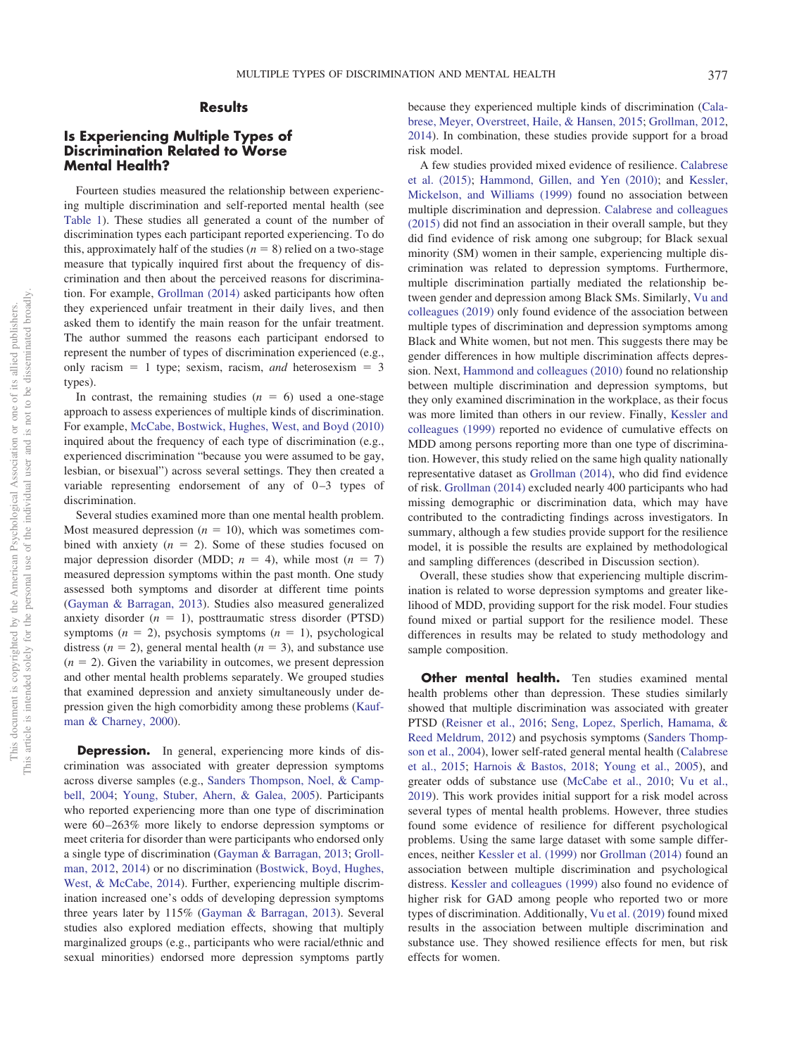## Results

### Is Experiencing Multiple Types of Discrimination Related to Worse Mental Health?

Fourteen studies measured the relationship between experiencing multiple discrimination and self-reported mental health (see Table 1). These studies all generated a count of the number of discrimination types each participant reported experiencing. To do this, approximately half of the studies ($n = 8$) relied on a two-stage measure that typically inquired first about the frequency of discrimination and then about the perceived reasons for discrimination. For example, Grollman (2014) asked participants how often they experienced unfair treatment in their daily lives, and then asked them to identify the main reason for the unfair treatment. The author summed the reasons each participant endorsed to represent the number of types of discrimination experienced (e.g., only racism = 1 type; sexism, racism, *and* heterosexism = 3 types).

In contrast, the remaining studies ($n = 6$) used a one-stage approach to assess experiences of multiple kinds of discrimination. For example, McCabe, Bostwick, Hughes, West, and Boyd (2010) inquired about the frequency of each type of discrimination (e.g., experienced discrimination "because you were assumed to be gay, lesbian, or bisexual") across several settings. They then created a variable representing endorsement of any of 0–3 types of discrimination.

Several studies examined more than one mental health problem. Most measured depression ($n = 10$), which was sometimes combined with anxiety ($n = 2$). Some of these studies focused on major depression disorder (MDD; $n = 4$), while most ($n = 7$) measured depression symptoms within the past month. One study assessed both symptoms and disorder at different time points (Gayman & Barragan, 2013). Studies also measured generalized anxiety disorder ($n = 1$), posttraumatic stress disorder (PTSD) symptoms ($n = 2$), psychosis symptoms ($n = 1$), psychological distress ($n = 2$), general mental health ($n = 3$), and substance use ($n = 2$). Given the variability in outcomes, we present depression and other mental health problems separately. We grouped studies that examined depression and anxiety simultaneously under depression given the high comorbidity among these problems (Kaufman & Charney, 2000).

**Depression.** In general, experiencing more kinds of discrimination was associated with greater depression symptoms across diverse samples (e.g., Sanders Thompson, Noel, & Campbell, 2004; Young, Stuber, Ahern, & Galea, 2005). Participants who reported experiencing more than one type of discrimination were 60–263% more likely to endorse depression symptoms or meet criteria for disorder than were participants who endorsed only a single type of discrimination (Gayman & Barragan, 2013; Grollman, 2012, 2014) or no discrimination (Bostwick, Boyd, Hughes, West, & McCabe, 2014). Further, experiencing multiple discrimination increased one's odds of developing depression symptoms three years later by 115% (Gayman & Barragan, 2013). Several studies also explored mediation effects, showing that multiply marginalized groups (e.g., participants who were racial/ethnic and sexual minorities) endorsed more depression symptoms partly because they experienced multiple kinds of discrimination (Calabrese, Meyer, Overstreet, Haile, & Hansen, 2015; Grollman, 2012, 2014). In combination, these studies provide support for a broad risk model.

A few studies provided mixed evidence of resilience. Calabrese et al. (2015); Hammond, Gillen, and Yen (2010); and Kessler, Mickelson, and Williams (1999) found no association between multiple discrimination and depression. Calabrese and colleagues (2015) did not find an association in their overall sample, but they did find evidence of risk among one subgroup; for Black sexual minority (SM) women in their sample, experiencing multiple discrimination was related to depression symptoms. Furthermore, multiple discrimination partially mediated the relationship between gender and depression among Black SMs. Similarly, Vu and colleagues (2019) only found evidence of the association between multiple types of discrimination and depression symptoms among Black and White women, but not men. This suggests there may be gender differences in how multiple discrimination affects depression. Next, Hammond and colleagues (2010) found no relationship between multiple discrimination and depression symptoms, but they only examined discrimination in the workplace, as their focus was more limited than others in our review. Finally, Kessler and colleagues (1999) reported no evidence of cumulative effects on MDD among persons reporting more than one type of discrimination. However, this study relied on the same high quality nationally representative dataset as Grollman (2014), who did find evidence of risk. Grollman (2014) excluded nearly 400 participants who had missing demographic or discrimination data, which may have contributed to the contradicting findings across investigators. In summary, although a few studies provide support for the resilience model, it is possible the results are explained by methodological and sampling differences (described in Discussion section).

Overall, these studies show that experiencing multiple discrimination is related to worse depression symptoms and greater likelihood of MDD, providing support for the risk model. Four studies found mixed or partial support for the resilience model. These differences in results may be related to study methodology and sample composition.

**Other mental health.** Ten studies examined mental health problems other than depression. These studies similarly showed that multiple discrimination was associated with greater PTSD (Reisner et al., 2016; Seng, Lopez, Sperlich, Hamama, & Reed Meldrum, 2012) and psychosis symptoms (Sanders Thompson et al., 2004), lower self-rated general mental health (Calabrese et al., 2015; Harnois & Bastos, 2018; Young et al., 2005), and greater odds of substance use (McCabe et al., 2010; Vu et al., 2019). This work provides initial support for a risk model across several types of mental health problems. However, three studies found some evidence of resilience for different psychological problems. Using the same large dataset with some sample differences, neither Kessler et al. (1999) nor Grollman (2014) found an association between multiple discrimination and psychological distress. Kessler and colleagues (1999) also found no evidence of higher risk for GAD among people who reported two or more types of discrimination. Additionally, Vu et al. (2019) found mixed results in the association between multiple discrimination and substance use. They showed resilience effects for men, but risk effects for women.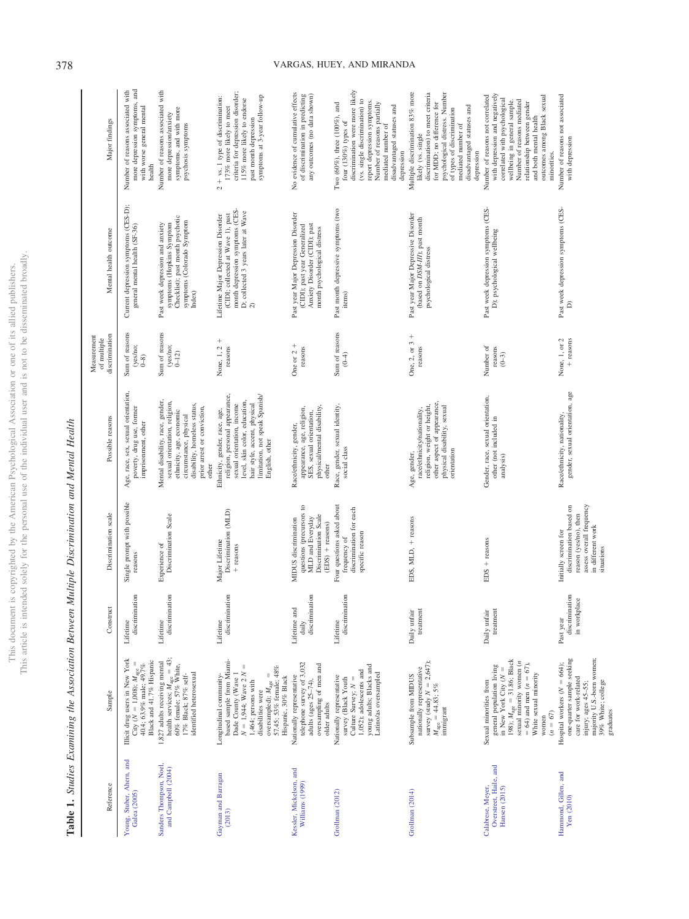**Table 1.** *Studies Examining the Association Between Multiple Discrimination and Mental Health*

| Reference | Sample | Construct | Discrimination scale | Possible reasons | Measurement of multiple discrimination | Mental health outcome | Major findings |
|---|---|---|---|---|---|---|---|
| Young, Stuber, Ahern, and Galea (2005) | Illicit drug users in New York City ($N$ = 1,008); $M_{age}$ = 40.4; 63.9% male; 49.7% Black and 41.7% Hispanic | Lifetime discrimination | Single prompt with possible reasons | Age, race, sex, sexual orientation, poverty, drug use, former imprisonment, other | Sum of reasons (yes/no; 0–8) | Current depression symptoms (CES-D); general mental health (SF-36) | Number of reasons associated with more depression symptoms, and with worse general mental health |
| Sanders Thompson, Noel, and Campbell (2004) | 1,827 adults receiving mental health services; $M_{age}$ = 43; 60% female; 57% White, 17% Black; 87% self-identified heterosexual | Lifetime discrimination | Experience of Discrimination Scale | Mental disability, race, gender, sexual orientation, religion, ethnicity, age, economic circumstance, physical disability, homeless status, prior arrest or conviction, other | Sum of reasons (yes/no; 0–12) | Past week depression and anxiety symptoms (Hopkins Symptom Checklist); past month psychotic symptoms (Colorado Symptom Index) | Number of reasons associated with more depression/anxiety symptoms, and with more psychosis symptoms |
| Gayman and Barragan (2013) | Longitudinal community-based sample from Miami-Dade County (Wave 1 $N$ = 1,944; Wave 2 $N$ = 1,464; persons with disabilities were oversampled); $M_{age}$ = 57.45; 53% female; 48% Hispanic, 30% Black | Lifetime discrimination | Major Lifetime Discrimination (MLD) + reasons | Ethnicity, gender, race, age, religion, personal appearance, sexual orientation, income level, skin color, education, hair style, accent, physical limitation, not speak Spanish/English, other | None, 1, 2 + reasons | Lifetime Major Depression Disorder (CIDI; collected at Wave 1), past month depression symptoms (CES-D; collected 3 years later at Wave 2) | 2 + vs. 1 type of discrimination: 173% more likely to meet criteria for depression disorder; 115% more likely to endorse past month depression symptoms at 3-year follow-up |
| Kessler, Mickelson, and Williams (1999) | Nationally representative telephone survey of 3,032 adults (ages 25–74), oversampling of men and older adults | Lifetime and daily discrimination | MIDUS discrimination questions (precursors to MLD and Everyday Discrimination Scale (EDS) + reasons) | Race/ethnicity, gender, appearance, age, religion, SES, sexual orientation, physical/mental disability, other | One or 2 + reasons | Past year Major Depression Disorder (CIDI); past year Generalized Anxiety Disorder (CIDI); past month psychological distress | No evidence of cumulative effects of discrimination in predicting any outcomes (no data shown) |
| Grollman (2012) | Nationally representative survey (Black Youth Culture Survey; $N$ = 1,052); adolescents and young adults; Blacks and Latino/as oversampled | Lifetime discrimination | Four questions asked about frequency of discrimination for each specific reason | Race, gender, sexual identity, social class | Sum of reasons (0–4) | Past month depressive symptoms (two items) | Two (60%), three (100%), and four (130%) types of discrimination were more likely (vs. single discrimination) to report depression symptoms. Number of reasons partially mediated number of disadvantaged statuses and depression |
| Grollman (2014) | Subsample from MIDUS nationally representative survey (study $N$ = 2,647); $M_{age}$ = 44.83; 5% immigrant | Daily unfair treatment | EDS, MLD, + reasons | Age, gender, race/ethnicity/nationality, religion, weight or height, other aspect of appearance, physical disability, sexual orientation | One, 2, or 3 + reasons | Past year Major Depressive Disorder (based on *DSM-III*); past month psychological distress | Multiple discrimination 83% more likely (vs. single discrimination) to meet criteria for MDD; no difference for psychological distress. Number of types of discrimination mediated number of disadvantaged statuses and depression |
| Calabrese, Meyer, Overstreet, Haile, and Hansen (2015) | Sexual minorities from general population living in New York City ($N$ = 198); $M_{age}$ = 31.86; Black sexual minority women ($n$ = 64) and men ($n$ = 67), White sexual minority women ($n$ = 67) | Daily unfair treatment | EDS + reasons | Gender, race, sexual orientation, other (not included in analysis) | Number of reasons (0–3) | Past week depression symptoms (CES-D); psychological wellbeing | Number of reasons not correlated with depression and negatively correlated with psychological wellbeing in general sample. Number of reasons mediated relationship between gender and both mental health outcomes among Black sexual minorities. |
| Hammond, Gillen, and Yen (2010) | Hospital workers ($N$ = 664); one-quarter sample seeking care for work-related injury; ages 45–55; majority U.S.-born women; 39% White; college graduates | Past year discrimination in workplace | Initially screen for discrimination based on reason (yes/no), then assess overall frequency in different work situations | Race/ethnicity, nationality, gender, sexual orientation, age | None, 1, or 2 + reasons | Past week depression symptoms (CES-D) | Number of reasons not associated with depression |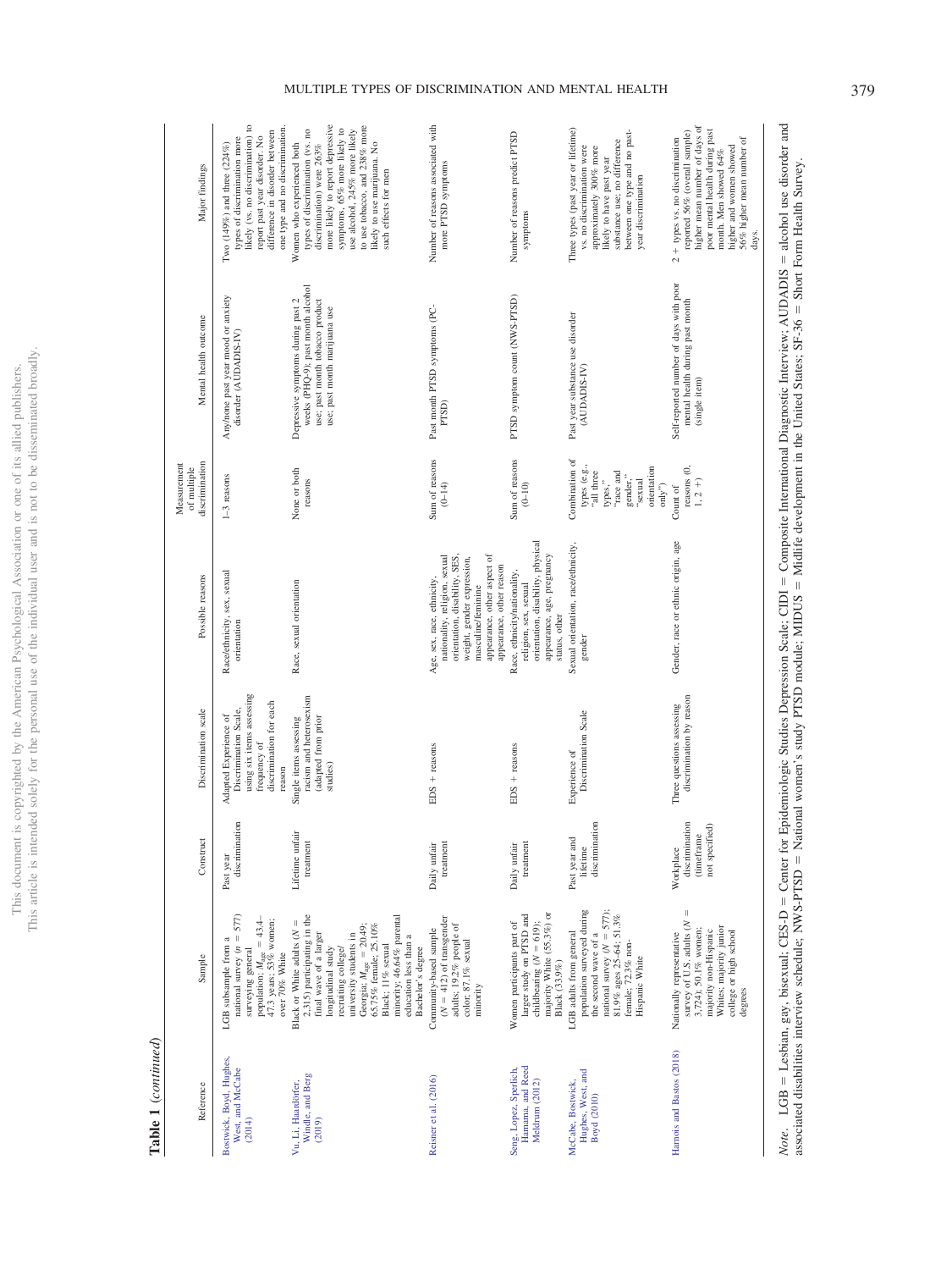**Table 1** (*continued*)

| Reference | Sample | Construct | Discrimination scale | Possible reasons | Measurement of multiple discrimination | Mental health outcome | Major findings |
|---|---|---|---|---|---|---|---|
| Bostwick, Boyd, Hughes, West, and McCabe (2014) | LGB subsample from a national survey ($n$ = 577) surveying general population; $M_{age}$ = 43.4–47.3 years; 53% women; over 70% White | Past year discrimination | Adapted Experience of Discrimination Scale, using six items assessing frequency of discrimination for each reason | Race/ethnicity, sex, sexual orientation | 1–3 reasons | Any/none past year mood or anxiety disorder (AUDADIS-IV) | Two (149%) and three (224%) types of discrimination more likely (vs. no discrimination) to report past year disorder. No difference in disorder between one type and no discrimination. |
| Vu, Li, Haardörfer, Windle, and Berg (2019) | Black or White adults ($N$ = 2,315) participating in the final wave of a larger longitudinal study recruiting college/university students in Georgia; $M_{age}$ = 20.49; 65.75% female; 25.10% Black; 11% sexual minority; 46.64% parental education less than a Bachelor's degree | Lifetime unfair treatment | Single items assessing racism and heterosexism (adapted from prior studies) | Race, sexual orientation | None or both reasons | Depressive symptoms during past 2 weeks (PHQ-9); past month alcohol use; past month tobacco product use; past month marijuana use | Women who experienced both types of discrimination (vs. no discrimination) were 263% more likely to report depressive symptoms, 65% more likely to use alcohol, 245% more likely to use tobacco, and 238% more likely to use marijuana. No such effects for men |
| Reisner et al. (2016) | Community-based sample ($N$ = 412) of transgender adults; 19.2% people of color; 87.1% sexual minority | Daily unfair treatment | EDS + reasons | Age, sex, race, ethnicity, nationality, religion, sexual orientation, disability, SES, weight, gender expression, masculine/feminine appearance, other aspect of appearance, other reason | Sum of reasons (0–14) | Past month PTSD symptoms (PC-PTSD) | Number of reasons associated with more PTSD symptoms |
| Seng, Lopez, Sperlich, Hamama, and Reed Meldrum (2012) | Women participants part of larger study on PTSD and childbearing ($N$ = 619); majority White (55.5%) or Black (33.9%) | Daily unfair treatment | EDS + reasons | Race, ethnicity/nationality, religion, sex, sexual orientation, disability, physical appearance, age, pregnancy status, other | Sum of reasons (0–10) | PTSD symptom count (NWS-PTSD) | Number of reasons predict PTSD symptoms |
| McCabe, Bostwick, Hughes, West, and Boyd (2010) | LGB adults from general population surveyed during the second wave of a national survey ($N$ = 577); 81.9% ages 25–64; 51.3% female; 72.3% non-Hispanic White | Past year and lifetime discrimination | Experience of Discrimination Scale | Sexual orientation, race/ethnicity, gender | Combination of types (e.g., "all three types," "race and gender," "sexual orientation only") | Past year substance use disorder (AUDADIS-IV) | Three types (past year or lifetime) vs. no discrimination were approximately 300% more likely to have past year substance use; no difference between one type and no past-year discrimination |
| Harnois and Bastos (2018) | Nationally representative survey of U.S. adults ($N$ = 3,724); 50.1% women; majority non-Hispanic Whites; majority junior college or high school degrees | Workplace discrimination (timeframe not specified) | Three questions assessing discrimination by reason | Gender, race or ethnic origin, age | Count of reasons (0, 1, 2 +) | Self-reported number of days with poor mental health during past month (single item) | 2 + types vs. no discrimination reported 56% (overall sample) higher mean number of days of poor mental health during past month. Men showed 64% higher and women showed 56% higher mean number of days. |

*Note.* LGB = Lesbian, gay, bisexual; CES-D = Center for Epidemiologic Studies Depression Scale; CIDI = Composite International Diagnostic Interview; AUDADIS = alcohol use disorder and associated disabilities interview schedule; NWS-PTSD = National women's study PTSD module; MIDUS = Midlife development in the United States; SF-36 = Short Form Health Survey.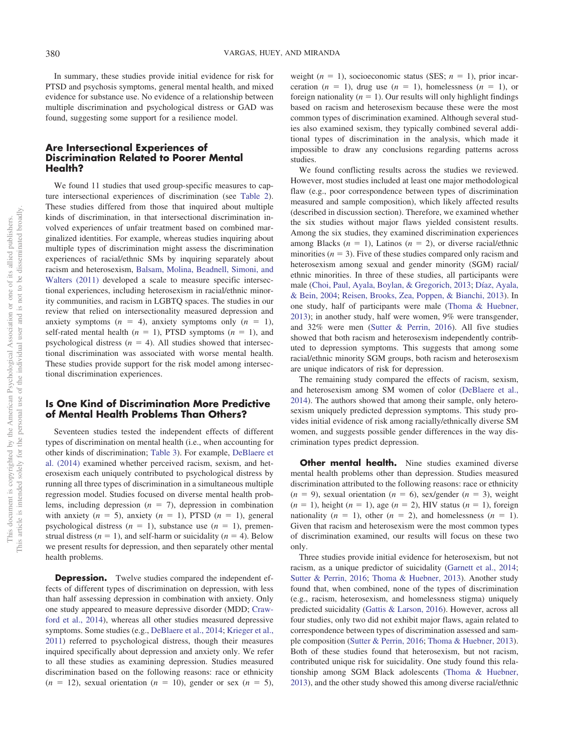In summary, these studies provide initial evidence for risk for PTSD and psychosis symptoms, general mental health, and mixed evidence for substance use. No evidence of a relationship between multiple discrimination and psychological distress or GAD was found, suggesting some support for a resilience model.

## Are Intersectional Experiences of Discrimination Related to Poorer Mental Health?

We found 11 studies that used group-specific measures to capture intersectional experiences of discrimination (see Table 2). These studies differed from those that inquired about multiple kinds of discrimination, in that intersectional discrimination involved experiences of unfair treatment based on combined marginalized identities. For example, whereas studies inquiring about multiple types of discrimination might assess the discrimination experiences of racial/ethnic SMs by inquiring separately about racism and heterosexism, Balsam, Molina, Beadnell, Simoni, and Walters (2011) developed a scale to measure specific intersectional experiences, including heterosexism in racial/ethnic minority communities, and racism in LGBTQ spaces. The studies in our review that relied on intersectionality measured depression and anxiety symptoms ($n = 4$), anxiety symptoms only ($n = 1$), self-rated mental health ($n = 1$), PTSD symptoms ($n = 1$), and psychological distress ($n = 4$). All studies showed that intersectional discrimination was associated with worse mental health. These studies provide support for the risk model among intersectional discrimination experiences.

## Is One Kind of Discrimination More Predictive of Mental Health Problems Than Others?

Seventeen studies tested the independent effects of different types of discrimination on mental health (i.e., when accounting for other kinds of discrimination; Table 3). For example, DeBlaere et al. (2014) examined whether perceived racism, sexism, and heterosexism each uniquely contributed to psychological distress by running all three types of discrimination in a simultaneous multiple regression model. Studies focused on diverse mental health problems, including depression ($n = 7$), depression in combination with anxiety ($n = 5$), anxiety ($n = 1$), PTSD ($n = 1$), general psychological distress ($n = 1$), substance use ($n = 1$), premenstrual distress ($n = 1$), and self-harm or suicidality ($n = 4$). Below we present results for depression, and then separately other mental health problems.

**Depression.** Twelve studies compared the independent effects of different types of discrimination on depression, with less than half assessing depression in combination with anxiety. Only one study appeared to measure depressive disorder (MDD; Crawford et al., 2014), whereas all other studies measured depressive symptoms. Some studies (e.g., DeBlaere et al., 2014; Krieger et al., 2011) referred to psychological distress, though their measures inquired specifically about depression and anxiety only. We refer to all these studies as examining depression. Studies measured discrimination based on the following reasons: race or ethnicity ($n = 12$), sexual orientation ($n = 10$), gender or sex ($n = 5$), weight ($n = 1$), socioeconomic status (SES; $n = 1$), prior incarceration ($n = 1$), drug use ($n = 1$), homelessness ($n = 1$), or foreign nationality ($n = 1$). Our results will only highlight findings based on racism and heterosexism because these were the most common types of discrimination examined. Although several studies also examined sexism, they typically combined several additional types of discrimination in the analysis, which made it impossible to draw any conclusions regarding patterns across studies.

We found conflicting results across the studies we reviewed. However, most studies included at least one major methodological flaw (e.g., poor correspondence between types of discrimination measured and sample composition), which likely affected results (described in discussion section). Therefore, we examined whether the six studies without major flaws yielded consistent results. Among the six studies, they examined discrimination experiences among Blacks ($n = 1$), Latinos ($n = 2$), or diverse racial/ethnic minorities ($n = 3$). Five of these studies compared only racism and heterosexism among sexual and gender minority (SGM) racial/ethnic minorities. In three of these studies, all participants were male (Choi, Paul, Ayala, Boylan, & Gregorich, 2013; Díaz, Ayala, & Bein, 2004; Reisen, Brooks, Zea, Poppen, & Bianchi, 2013). In one study, half of participants were male (Thoma & Huebner, 2013); in another study, half were women, 9% were transgender, and 32% were men (Sutter & Perrin, 2016). All five studies showed that both racism and heterosexism independently contributed to depression symptoms. This suggests that among some racial/ethnic minority SGM groups, both racism and heterosexism are unique indicators of risk for depression.

The remaining study compared the effects of racism, sexism, and heterosexism among SM women of color (DeBlaere et al., 2014). The authors showed that among their sample, only heterosexism uniquely predicted depression symptoms. This study provides initial evidence of risk among racially/ethnically diverse SM women, and suggests possible gender differences in the way discrimination types predict depression.

**Other mental health.** Nine studies examined diverse mental health problems other than depression. Studies measured discrimination attributed to the following reasons: race or ethnicity ($n = 9$), sexual orientation ($n = 6$), sex/gender ($n = 3$), weight ($n = 1$), height ($n = 1$), age ($n = 2$), HIV status ($n = 1$), foreign nationality ($n = 1$), other ($n = 2$), and homelessness ($n = 1$). Given that racism and heterosexism were the most common types of discrimination examined, our results will focus on these two only.

Three studies provide initial evidence for heterosexism, but not racism, as a unique predictor of suicidality (Garnett et al., 2014; Sutter & Perrin, 2016; Thoma & Huebner, 2013). Another study found that, when combined, none of the types of discrimination (e.g., racism, heterosexism, and homelessness stigma) uniquely predicted suicidality (Gattis & Larson, 2016). However, across all four studies, only two did not exhibit major flaws, again related to correspondence between types of discrimination assessed and sample composition (Sutter & Perrin, 2016; Thoma & Huebner, 2013). Both of these studies found that heterosexism, but not racism, contributed unique risk for suicidality. One study found this relationship among SGM Black adolescents (Thoma & Huebner, 2013), and the other study showed this among diverse racial/ethnic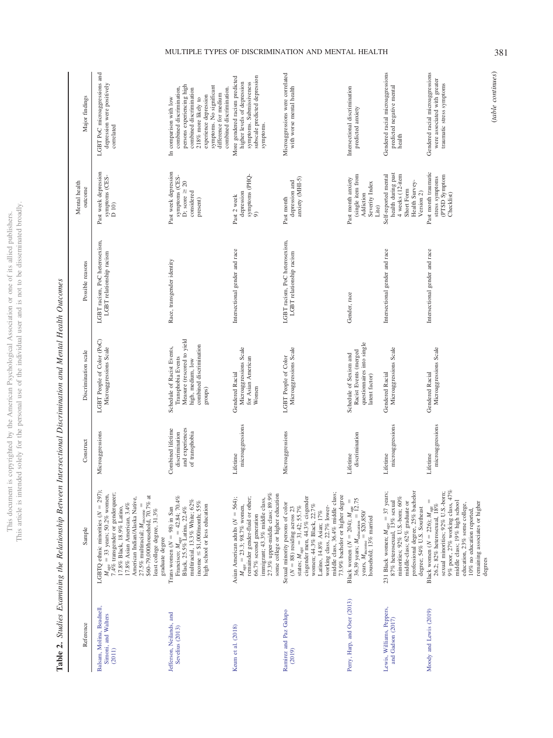**Table 2.** *Studies Examining the Relationship Between Intersectional Discrimination and Mental Health Outcomes*

| Reference | Sample | Construct | Discrimination scale | Possible reasons | Mental health outcome | Major findings |
|---|---|---|---|---|---|---|
| Balsam, Molina, Beadnell, Simoni, and Walters (2011) | LGBTQ ethnic minorities ($N$ = 297); $M_{age}$ = 33 years; 50.2% women, 7.4% transgender or genderqueer; 17.8% Black, 18.9% Latino, 17.8% Asian American, 3.4% American Indian/Alaska Native, 27.5% multiracial; $M_{income}$ = $60–79,000/household, 70.7% at least college degree, 31.3% graduate degree | Microaggressions | LGBT People of Color (PoC) Microaggressions Scale | LGBT racism, PoC heterosexism, LGBT relationship racism | Past week depression symptoms (CES-D 10) | LGBT PoC microaggressions and depression were positively correlated |
| Jefferson, Neilands, and Sevelius (2013) | Trans women ($N$ = 98) in San Francisco; $M_{age}$ = 42.84; 70.4% Black, 25.5% Latina, 22.4% multiracial, 13.3% White; 62% income ≤ $1,000/month; 55% high school or less education | Combined lifetime discrimination and experiences of transphobia | Schedule of Racist Events, Transphobia Events Measure (rescored to yield high, medium, low combined discrimination groups) | Race, transgender identity | Past week depression symptoms (CES-D; score ≥ 20 considered present) | In comparison with low combined discrimination, persons experiencing high combined discrimination 218% more likely to experience depression symptoms. No significant difference for medium combined discrimination. |
| Keum et al. (2018) | Asian American adults ($N$ = 564); $M_{age}$ = 23.3; 98.7% women, remainder gender-fluid or other; 66.7% second generation immigrant; 43.3% middle class, 27.3% upper-middle class; 89.9% some college or higher education | Lifetime microaggressions | Gendered Racial Microaggressions Scale for Asian American Women | Intersectional gender and race | Past 2 week depression symptoms (PHQ-9) | More gendered racism predicted higher levels of depression symptoms. Submissiveness subscale predicted depression symptoms. |
| Ramirez and Paz Galupo (2019) | Sexual minority persons of color ($N$ = 88) residing across 23 states; $M_{age}$ = 31.42; 55.7% cisgender men, 44.3% cisgender women; 44.3% Black, 22.7% Latino, 14.8% Asian; 17% working class, 22.7% lower-middle class, 36.4% middle class; 73.9% bachelor or higher degree | Microaggressions | LGBT People of Color Microaggressions Scale | LGBT racism, PoC heterosexism, LGBT relationship racism | Past month depression and anxiety (MHI-5) | Microaggressions were correlated with worse mental health |
| Perry, Harp, and Oser (2013) | Black women ($N$ = 204); $M_{age}$ = 36.39 years; $M_{education}$ = 12.75 years, $M_{income}$ = $20,850/household; 13% married | Lifetime discrimination | Schedule of Sexism and Racist Events (merged questionnaires into single latent factor) | Gender, race | Past month anxiety (single item from Addiction Severity Index Lite) | Intersectional discrimination predicted anxiety |
| Lewis, Williams, Peppers, and Gadson (2017) | 231 Black women; $M_{age}$ = 37 years; 87% heterosexual, 13% sexual minorities; 92% U.S.-born; 60% middle-class; 62% graduate or professional degree, 25% bachelor degree; 54% U.S. Southeast | Lifetime microaggressions | Gendered Racial Microaggressions Scale | Intersectional gender and race | Self-reported mental health during past 4 weeks (12-item Short Form Health Survey-Version 2) | Gendered racial microaggressions predicted negative mental health |
| Moody and Lewis (2019) | Black women ($N$ = 226); $M_{age}$ = 26.2; 82% heterosexual, 18% sexual minorities; 92% U.S.-born; 9% poor, 27% working class, 47% middle class; 19% high school education, 23% some college, 10% no education reported, remaining associates or higher degrees | Lifetime microaggressions | Gendered Racial Microaggressions Scale | Intersectional gender and race | Past month traumatic stress symptoms (PTSD Symptom Checklist) | Gendered racial microaggressions were associated with greater traumatic stress symptoms |

*(table continues)*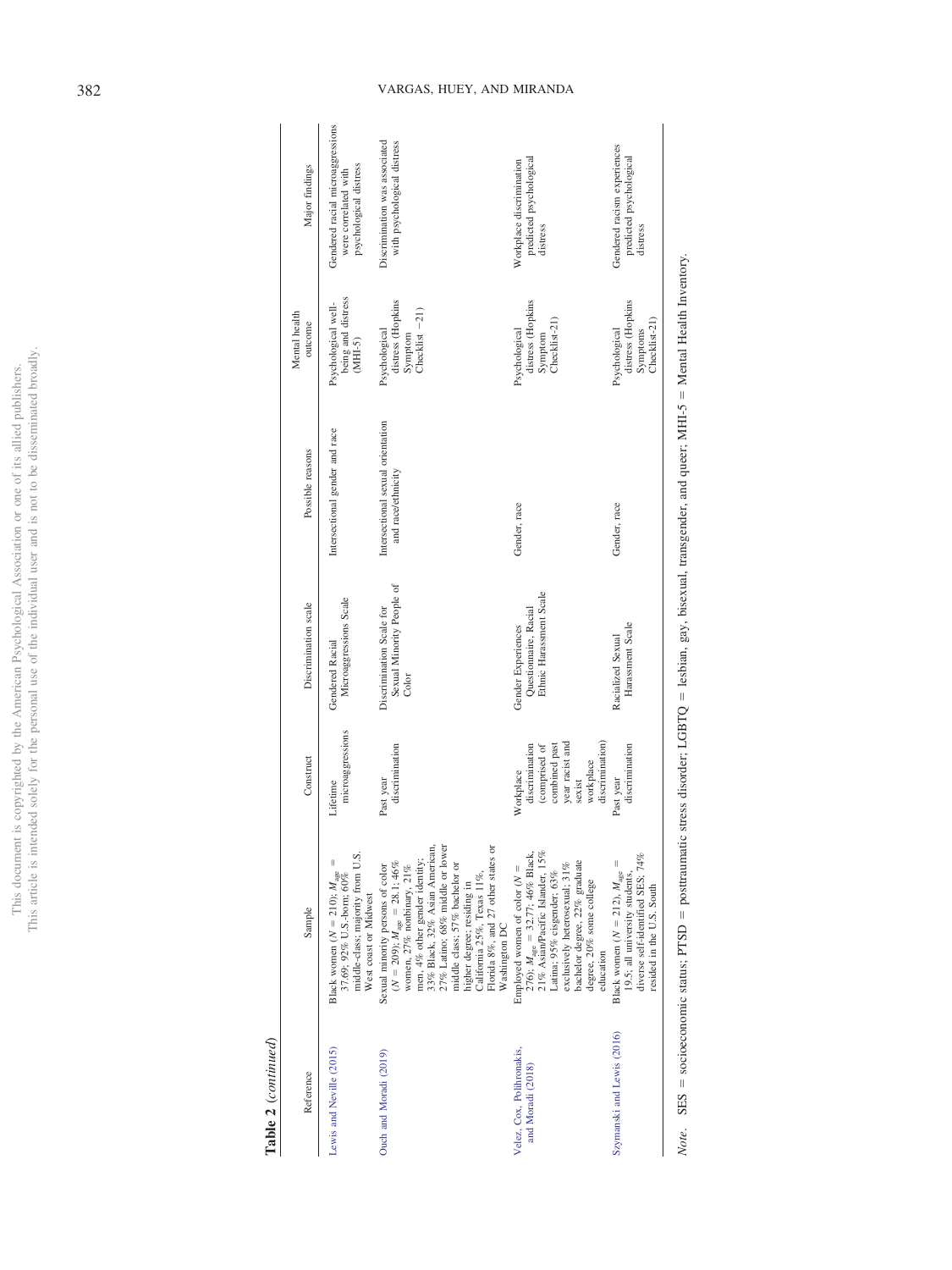**Table 2** (*continued*)

| Reference | Sample | Construct | Discrimination scale | Possible reasons | Mental health outcome | Major findings |
|---|---|---|---|---|---|---|
| Lewis and Neville (2015) | Black women ($N$ = 210); $M_{age}$ = 37.69; 92% U.S.-born; 60% middle-class; majority from U.S. West coast or Midwest | Lifetime microaggressions | Gendered Racial Microaggressions Scale | Intersectional gender and race | Psychological well-being and distress (MHI-5) | Gendered racial microaggressions were correlated with psychological distress |
| Ouch and Moradi (2019) | Sexual minority persons of color ($N$ = 209); $M_{age}$ = 28.1; 46% women, 27% nonbinary, 21% men, 4% other gender identity; 33% Black, 32% Asian American, 27% Latino; 68% middle or lower middle class; 57% bachelor or higher degree; residing in California 25%, Texas 11%, Florida 8%, and 27 other states or Washington DC | Past year discrimination | Discrimination Scale for Sexual Minority People of Color | Intersectional sexual orientation and race/ethnicity | Psychological distress (Hopkins Symptom Checklist −21) | Discrimination was associated with psychological distress |
| Velez, Cox, Polihronakis, and Moradi (2018) | Employed women of color ($N$ = 276); $M_{age}$ = 32.77; 46% Black, 21% Asian/Pacific Islander, 15% Latina; 95% cisgender; 63% exclusively heterosexual; 31% bachelor degree; 22% graduate degree, 20% some college education | Workplace discrimination (comprised of combined past year racist and sexist workplace discrimination) | Gender Experiences Questionnaire, Racial Ethnic Harassment Scale | Gender, race | Psychological distress (Hopkins Symptom Checklist-21) | Workplace discrimination predicted psychological distress |
| Szymanski and Lewis (2016) | Black women ($N$ = 212), $M_{age}$ = 19.5; all university students, diverse self-identified SES; 74% resided in the U.S. South | Past year discrimination | Racialized Sexual Harassment Scale | Gender, race | Psychological distress (Hopkins Symptoms Checklist-21) | Gendered racism experiences predicted psychological distress |

*Note.* SES = socioeconomic status; PTSD = posttraumatic stress disorder; LGBTQ = lesbian, gay, bisexual, transgender, and queer; MHI-5 = Mental Health Inventory.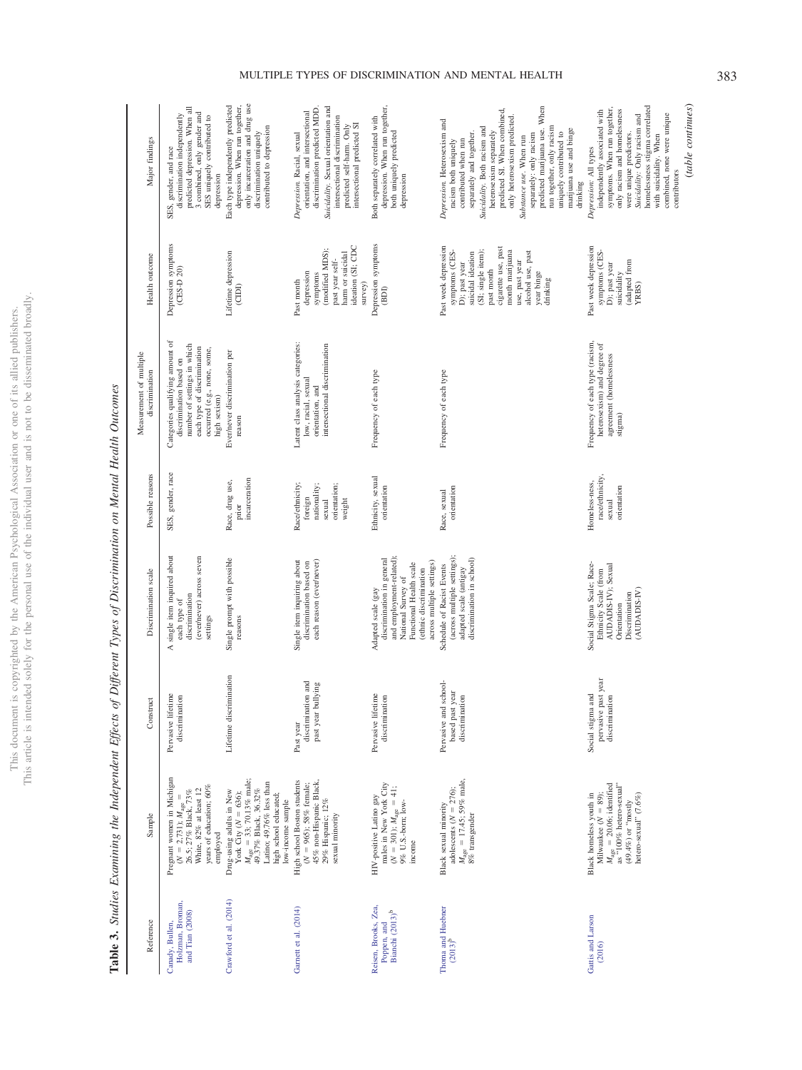**Table 3.** *Studies Examining the Independent Effects of Different Types of Discrimination on Mental Health Outcomes*

| Reference | Sample | Construct | Discrimination scale | Possible reasons | Measurement of multiple discrimination | Health outcome | Major findings |
|---|---|---|---|---|---|---|---|
| Canady, Bullen, Holzman, Broman, and Tian (2008) | Pregnant women in Michigan ($N = 2,731$; $M_{age} = 26.5$; 27% Black, 73% White, 82% at least 12 years of education; 60% employed | Pervasive lifetime discrimination | A single item inquired about each type of discrimination (ever/never) across seven settings | SES, gender, race | Categories qualifying amount of discrimination based on number of settings in which each type of discrimination occurred (e.g., none, some, high sexism) | Depression symptoms (CES-D 20) | SES, gender, and race discrimination independently predicted depression. When all 3 combined, only gender and SES uniquely contributed to depression |
| Crawford et al. (2014) | Drug-using adults in New York City ($N = 636$); $M_{age} = 33$; 70.13% male; 49.37% Black, 36.32% Latino; 49.76% less than high school educated; low-income sample | Lifetime discrimination | Single prompt with possible reasons | Race, drug use, prior incarceration | Ever/never discrimination per reason | Lifetime depression (CIDI) | Each type independently predicted depression. When run together, only incarceration and drug use discrimination uniquely contributed to depression |
| Garnett et al. (2014) | High school Boston students ($N = 965$); 58% female; 45% non-Hispanic Black, 29% Hispanic; 12% sexual minority | Past year discrimination and past year bullying | Single item inquiring about discrimination based on each reason (ever/never) | Race/ethnicity; foreign nationality; sexual orientation; weight | Latent class analysis categories: low, racial, sexual orientation, and intersectional discrimination | Past month depression symptoms (modified MDS); past year self-harm or suicidal ideation (SI; CDC survey) | *Depression.* Racial, sexual orientation, and intersectional discrimination predicted MDD. *Suicidality.* Sexual orientation and intersectional discrimination predicted self-harm. Only intersectional predicted SI |
| Reisen, Brooks, Zea, Poppen, and Bianchi (2013)[b] | HIV-positive Latino gay males in New York City ($N = 301$); $M_{age} = 41$; 9% U.S.-born; low-income | Pervasive lifetime discrimination | Adapted scale (gay discrimination in general and employment-related); National Survey of Functional Health scale (ethnic discrimination across multiple settings) | Ethnicity, sexual orientation | Frequency of each type | Depression symptoms (BDI) | Both separately correlated with depression. When run together, both uniquely predicted depression |
| Thoma and Huebner (2013)[b] | Black sexual minority adolescents ($N = 276$); $M_{age} = 17.45$; 59% male, 8% transgender | Pervasive and school-based past year discrimination | Schedule of Racist Events (across multiple settings); adapted scale (antigay discrimination in school) | Race, sexual orientation | Frequency of each type | Past week depression symptoms (CES-D); past year suicidal ideation (SI; single item); past month cigarette use, past month marijuana use, past year alcohol use, past year binge drinking | *Depression.* Heterosexism and racism both uniquely contributed when run separately and together. *Suicidality.* Both racism and heterosexism separately predicted SI. When combined, only heterosexism predicted. *Substance use.* When run separately: only racism predicted marijuana use. When run together, only racism uniquely contributed to marijuana use and binge drinking |
| Gattis and Larson (2016) | Black homeless youth in Milwaukee ($N = 89$); $M_{age} = 20.06$; identified as "100% hetero-sexual" (49.4%) or "mostly hetero-sexual" (7.6%) | Social stigma and pervasive past year discrimination | Social Stigma Scale; Race-Ethnicity Scale (from AUDADIS-IV); Sexual Orientation Discrimination (AUDADIS-IV) | Homeless-ness, race/ethnicity, sexual orientation | Frequency of each type (racism, heterosexism) and degree of agreement (homelessness stigma) | Past week depression symptoms (CES-D); past year suicidality (adapted from YRBS) | *Depression.* All types independently associated with symptoms. When run together, only racism and homelessness were unique predictors. *Suicidality.* Only racism and homelessness stigma correlated with suicidality. When combined, none were unique contributors |

*(table continues)*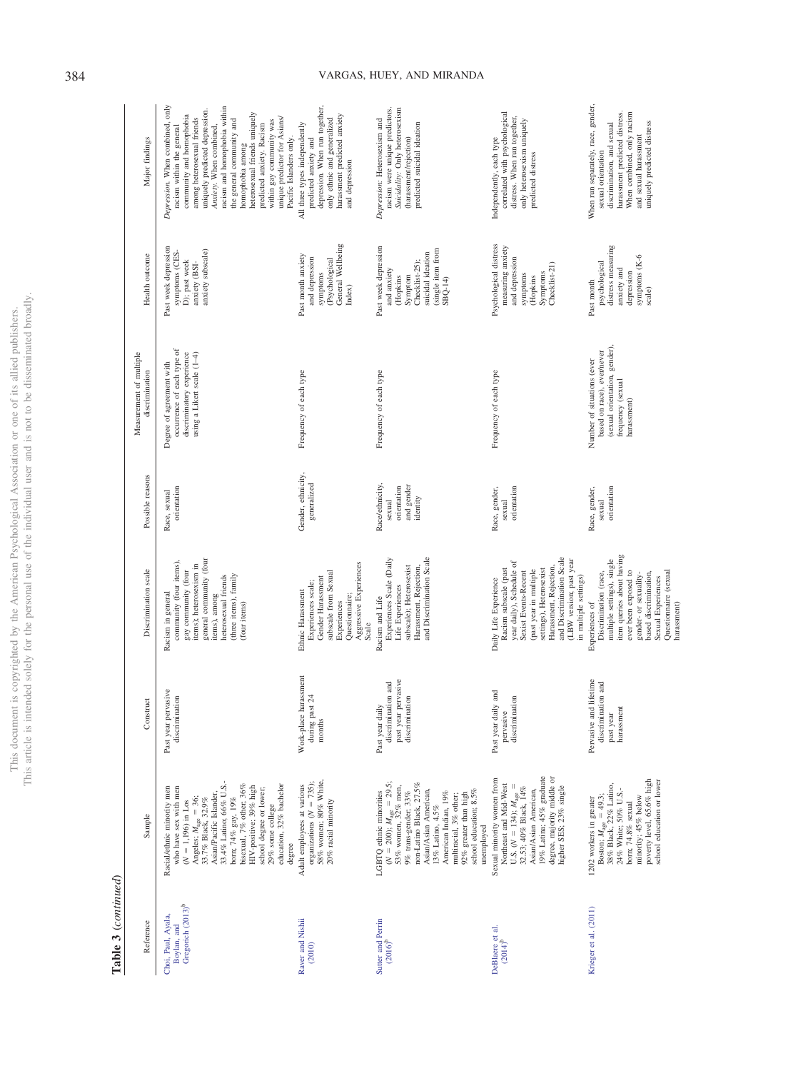Table 3 (*continued*)

| Reference | Sample | Construct | Discrimination scale | Possible reasons | Measurement of multiple discrimination | Health outcome | Major findings |
|---|---|---|---|---|---|---|---|
| Choi, Paul, Ayala, Boylan, and Gregorich (2013)[b] | Racial/ethnic minority men who have sex with men ($N$ = 1,196) in Los Angeles; $M_{age}$ = 36; 33.7% Black, 32.9% Asian/Pacific Islander, 33.4% Latino; 66% U.S.-born; 74% gay, 19% bisexual, 7% other; 36% HIV-positive; 39% high school degree or lower, 29% some college education, 32% bachelor degree | Past year pervasive discrimination | Racism in general community (four items), gay community (four items); heterosexism in general community (four items), among heterosexual friends (three items), family (four items) | Race, sexual orientation | Degree of agreement with occurrence of each type of discriminatory experience using a Likert scale (1–4) | Past week depression symptoms (CES-D); past week anxiety (BSI-anxiety subscale) | *Depression.* When combined, only racism within the general community and homophobia among heterosexual friends uniquely predicted depression. *Anxiety.* When combined, racism and homophobia within the general community and homophobia among heterosexual friends uniquely predicted anxiety. Racism within gay community was unique predictor for Asians/Pacific Islanders only. |
| Raver and Nishii (2010) | Adult employees at various organizations ($N$ = 735); 58% women; 80% White, 20% racial minority | Work-place harassment during past 24 months | Ethnic Harassment Experiences scale; Gender Harassment subscale from Sexual Experiences Questionnaire; Aggressive Experiences Scale | Gender, ethnicity, generalized | Frequency of each type | Past month anxiety and depression symptoms (Psychological General Wellbeing Index) | All three types independently predicted anxiety and depression. When run together, only ethnic and generalized harassment predicted anxiety and depression |
| Sutter and Perrin (2016)[b] | LGBTQ ethnic minorities ($N$ = 200); $M_{age}$ = 29.5; 53% women, 32% men, 9% trans-gender; 33% non-Latino Black, 27.5% Asian/Asian American, 13% Latino, 4.5% American Indian, 19% multiracial, 3% other; 92% greater than high school education; 8.5% unemployed | Past year daily discrimination and past year pervasive discrimination | Racism and Life Experiences Scale (Daily Life Experiences subscale); Heterosexist Harassment, Rejection, and Discrimination Scale | Race/ethnicity, sexual orientation and gender identity | Frequency of each type | Past week depression and anxiety (Hopkins Symptom Checklist-25); suicidal ideation (single item from SBQ-14) | *Depression:* Heterosexism and racism were unique predictors. *Suicidality:* Only heterosexism (harassment/rejection) predicted suicidal ideation |
| DeBlaere et al. (2014)[b] | Sexual minority women from Northeast and Mid-West U.S. ($N$ = 134); $M_{age}$ = 32.53; 40% Black, 14% Asian/Asian American, 19% Latina; 45% graduate degree, majority middle or higher SES; 23% single | Past year daily and pervasive discrimination | Daily Life Experience Racism subscale (past year daily), Schedule of Sexist Events-Recent (past year in multiple settings), Heterosexist Harassment, Rejection, and Discrimination Scale (LBW version; past year in multiple settings) | Race, gender, sexual orientation | Frequency of each type | Psychological distress measuring anxiety and depression symptoms (Hopkins Symptoms Checklist-21) | Independently, each type correlated with psychological distress. When run together, only heterosexism uniquely predicted distress |
| Krieger et al. (2011) | 1202 workers in greater Boston; $M_{age}$ = 49.3; 38% Black, 22% Latino, 24% White; 50% U.S.-born; 74.8% sexual minority; 45% below poverty level, 65.6% high school education or lower | Pervasive and lifetime discrimination and past year harassment | Experiences of Discrimination (race, multiple settings), single item queries about having ever been exposed to gender- or sexuality-based discrimination, Sexual Experiences Questionnaire (sexual harassment) | Race, gender, sexual orientation | Number of situations (ever based on race), ever/never (sexual orientation, gender), frequency (sexual harassment) | Past month psychological distress measuring anxiety and depression symptoms (K-6 scale) | When run separately, race, gender, sexual orientation discrimination, and sexual harassment predicted distress. When combined, only racism and sexual harassment uniquely predicted distress |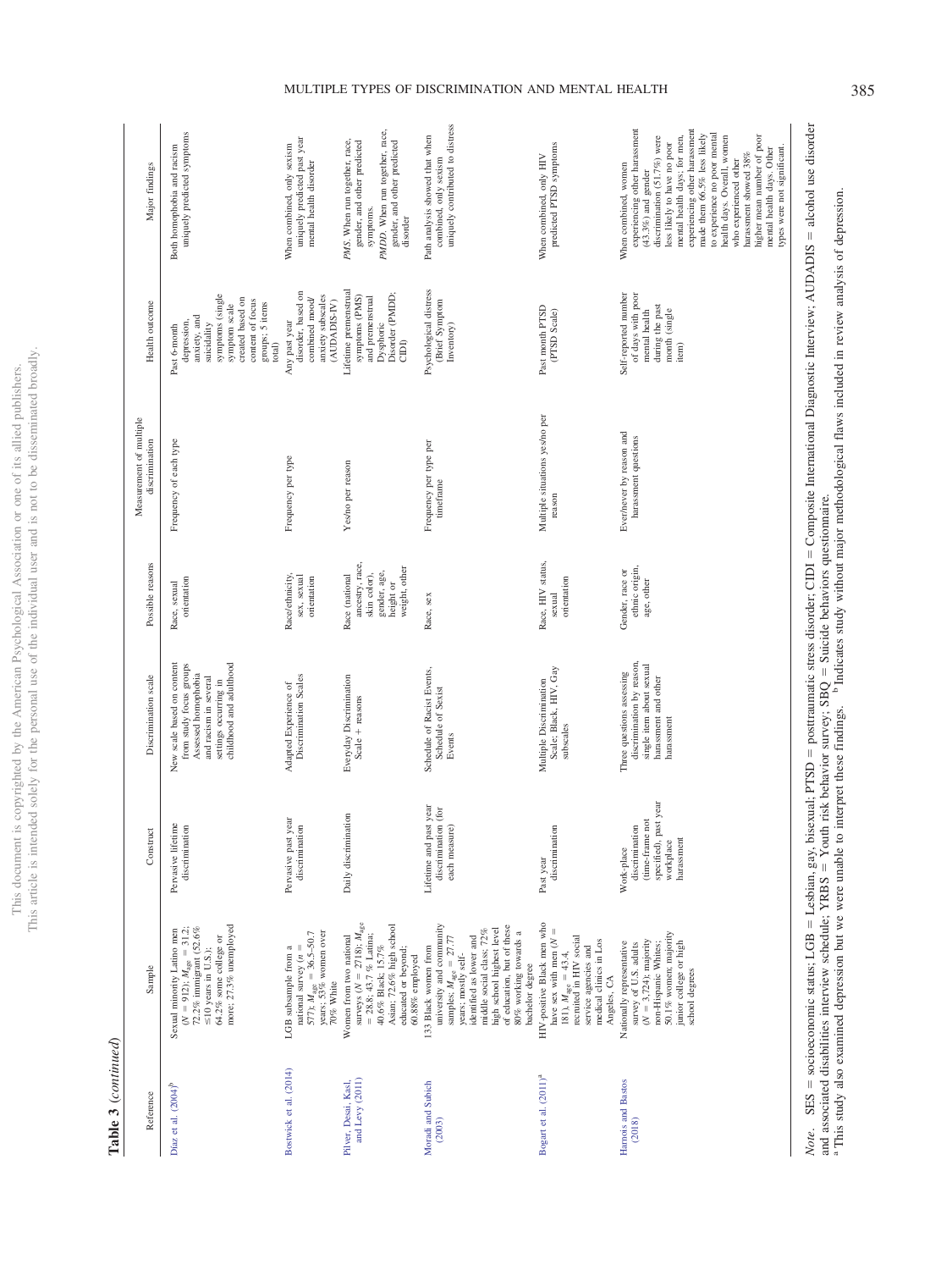**Table 3** (*continued*)

| Reference | Sample | Construct | Discrimination scale | Possible reasons | Measurement of multiple discrimination | Health outcome | Major findings |
|---|---|---|---|---|---|---|---|
| Díaz et al. (2004)[b] | Sexual minority Latino men ($N$ = 912); $M_{age}$ = 31.2; 72.2% immigrant (52.6% ≤10 years in U.S.); 64.2% some college or more; 27.3% unemployed | Pervasive lifetime discrimination | New scale based on content from study focus groups Assessed homophobia and racism in several settings occurring in childhood and adulthood | Race, sexual orientation | Frequency of each type | Past 6-month depression, anxiety, and suicidality symptoms (single symptom scale created based on content of focus groups; 5 items total) | Both homophobia and racism uniquely predicted symptoms |
| Bostwick et al. (2014) | LGB subsample from a national survey ($n$ = 577); $M_{age}$ = 36.5–50.7 years; 53% women over 70% White | Pervasive past year discrimination | Adapted Experience of Discrimination Scales | Race/ethnicity, sex, sexual orientation | Frequency per type | Any past year disorder, based on combined mood/anxiety subscales (AUDADIS-IV) | When combined, only sexism uniquely predicted past year mental health disorder |
| Pilver, Desai, Kasl, and Levy (2011) | Women from two national surveys ($N$ = 2718); $M_{age}$ = 28.8; 43.7 % Latina; 40.6% Black; 15.7% Asian; 72.6% high school educated or beyond; 60.88% employed | Daily discrimination | Everyday Discrimination Scale + reasons | Race (national ancestry, race, skin color), gender, age, height or weight, other | Yes/no per reason | Lifetime premenstrual symptoms (PMS) and premenstrual Dysphoric Disorder (PMDD; CIDI) | *PMS*. When run together, race, gender, and other predicted symptoms. *PMDD*. When run together, race, gender, and other predicted disorder |
| Moradi and Subich (2003) | 133 Black women from university and community samples; $M_{age}$ = 27.77 years; mostly self-identified as lower and middle social class; 72% high school highest level of education, but of these 80% working towards a bachelor degree | Lifetime and past year discrimination (for each measure) | Schedule of Racist Events, Schedule of Sexist Events | Race, sex | Frequency per type per timeframe | Psychological distress (Brief Symptom Inventory) | Path analysis showed that when combined, only sexism uniquely contributed to distress |
| Bogart et al. (2011)[a] | HIV-positive Black men who have sex with men ($N$ = 181), $M_{age}$ = 43.4, recruited in HIV social service agencies and medical clinics in Los Angeles, CA | Past year discrimination | Multiple Discrimination Scale: Black, HIV, Gay subscales | Race, HIV status, sexual orientation | Multiple situations yes/no per reason | Past month PTSD (PTSD Scale) | When combined, only HIV predicted PTSD symptoms |
| Harnois and Bastos (2018) | Nationally representative survey of U.S. adults ($N$ = 3,724); majority non-Hispanic Whites; 50.1% women; majority junior college or high school degrees | Work-place discrimination (time-frame not specified), past year workplace harassment | Three questions assessing discrimination by reason, single item about sexual harassment and other harassment | Gender, race or ethnic origin, age, other | Ever/never by reason and harassment questions | Self-reported number of days with poor mental health during the past month (single item) | When combined, women experiencing other harassment (43.3%) and gender discrimination (51.7%) were less likely to have no poor mental health days; for men, experiencing other harassment made them 66.5% less likely to experience no poor mental health days. Overall, women who experienced other harassment showed 38% higher mean number of poor mental health days. Other types were not significant. |

*Note*. SES = socioeconomic status; LGB = Lesbian, gay, bisexual; PTSD = posttraumatic stress disorder; CIDI = Composite International Diagnostic Interview; AUDADIS = alcohol use disorder and associated disabilities interview schedule; YRBS = Youth risk behavior survey; SBQ = Suicide behaviors questionnaire.
[a] This study also examined depression but we were unable to interpret these findings. [b] Indicates study without major methodological flaws included in review analysis of depression.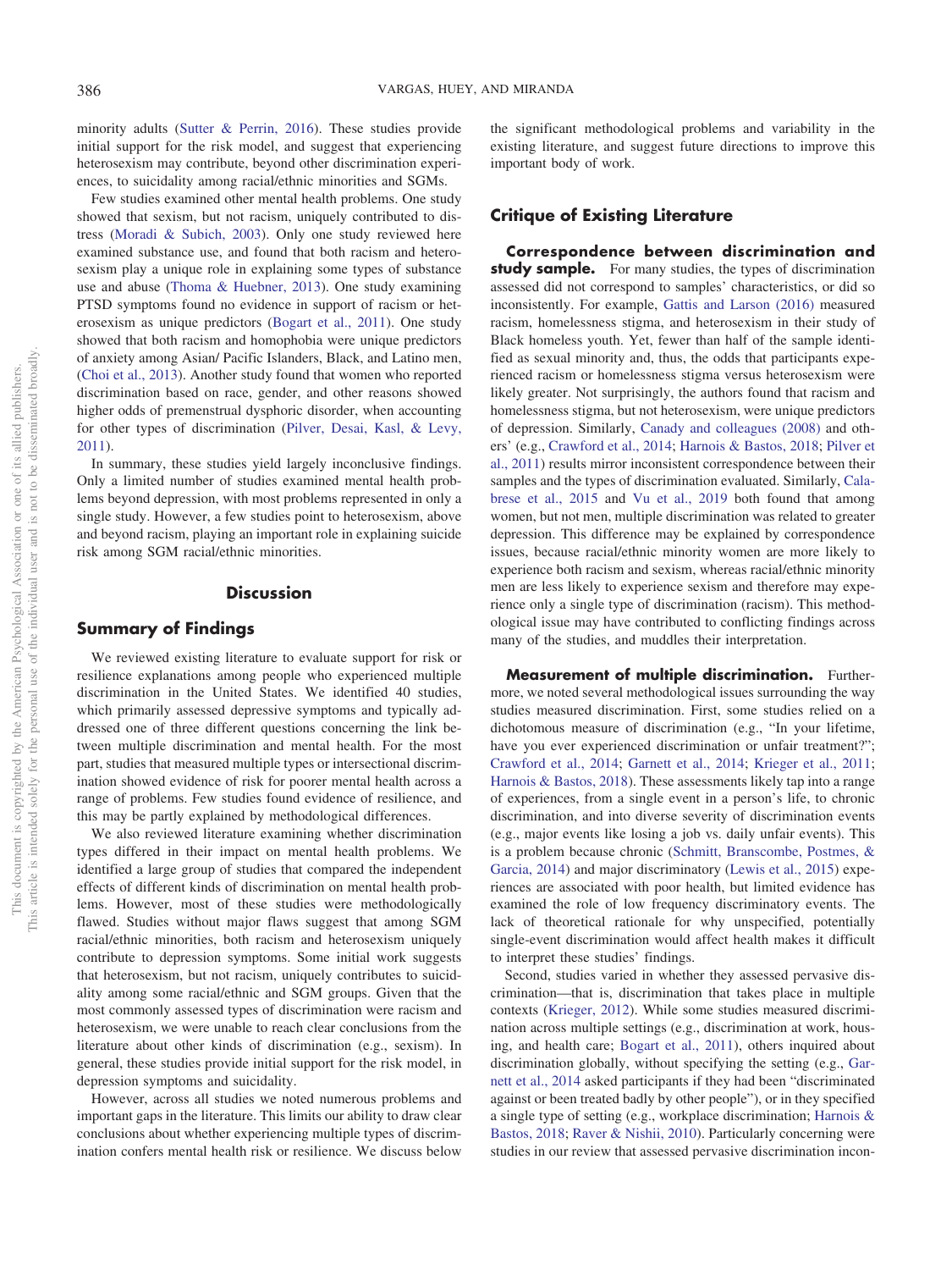minority adults (Sutter & Perrin, 2016). These studies provide initial support for the risk model, and suggest that experiencing heterosexism may contribute, beyond other discrimination experiences, to suicidality among racial/ethnic minorities and SGMs.

Few studies examined other mental health problems. One study showed that sexism, but not racism, uniquely contributed to distress (Moradi & Subich, 2003). Only one study reviewed here examined substance use, and found that both racism and heterosexism play a unique role in explaining some types of substance use and abuse (Thoma & Huebner, 2013). One study examining PTSD symptoms found no evidence in support of racism or heterosexism as unique predictors (Bogart et al., 2011). One study showed that both racism and homophobia were unique predictors of anxiety among Asian/ Pacific Islanders, Black, and Latino men, (Choi et al., 2013). Another study found that women who reported discrimination based on race, gender, and other reasons showed higher odds of premenstrual dysphoric disorder, when accounting for other types of discrimination (Pilver, Desai, Kasl, & Levy, 2011).

In summary, these studies yield largely inconclusive findings. Only a limited number of studies examined mental health problems beyond depression, with most problems represented in only a single study. However, a few studies point to heterosexism, above and beyond racism, playing an important role in explaining suicide risk among SGM racial/ethnic minorities.

# Discussion

## Summary of Findings

We reviewed existing literature to evaluate support for risk or resilience explanations among people who experienced multiple discrimination in the United States. We identified 40 studies, which primarily assessed depressive symptoms and typically addressed one of three different questions concerning the link between multiple discrimination and mental health. For the most part, studies that measured multiple types or intersectional discrimination showed evidence of risk for poorer mental health across a range of problems. Few studies found evidence of resilience, and this may be partly explained by methodological differences.

We also reviewed literature examining whether discrimination types differed in their impact on mental health problems. We identified a large group of studies that compared the independent effects of different kinds of discrimination on mental health problems. However, most of these studies were methodologically flawed. Studies without major flaws suggest that among SGM racial/ethnic minorities, both racism and heterosexism uniquely contribute to depression symptoms. Some initial work suggests that heterosexism, but not racism, uniquely contributes to suicidality among some racial/ethnic and SGM groups. Given that the most commonly assessed types of discrimination were racism and heterosexism, we were unable to reach clear conclusions from the literature about other kinds of discrimination (e.g., sexism). In general, these studies provide initial support for the risk model, in depression symptoms and suicidality.

However, across all studies we noted numerous problems and important gaps in the literature. This limits our ability to draw clear conclusions about whether experiencing multiple types of discrimination confers mental health risk or resilience. We discuss below the significant methodological problems and variability in the existing literature, and suggest future directions to improve this important body of work.

## Critique of Existing Literature

**Correspondence between discrimination and study sample.** For many studies, the types of discrimination assessed did not correspond to samples' characteristics, or did so inconsistently. For example, Gattis and Larson (2016) measured racism, homelessness stigma, and heterosexism in their study of Black homeless youth. Yet, fewer than half of the sample identified as sexual minority and, thus, the odds that participants experienced racism or homelessness stigma versus heterosexism were likely greater. Not surprisingly, the authors found that racism and homelessness stigma, but not heterosexism, were unique predictors of depression. Similarly, Canady and colleagues (2008) and others' (e.g., Crawford et al., 2014; Harnois & Bastos, 2018; Pilver et al., 2011) results mirror inconsistent correspondence between their samples and the types of discrimination evaluated. Similarly, Calabrese et al., 2015 and Vu et al., 2019 both found that among women, but not men, multiple discrimination was related to greater depression. This difference may be explained by correspondence issues, because racial/ethnic minority women are more likely to experience both racism and sexism, whereas racial/ethnic minority men are less likely to experience sexism and therefore may experience only a single type of discrimination (racism). This methodological issue may have contributed to conflicting findings across many of the studies, and muddles their interpretation.

**Measurement of multiple discrimination.** Furthermore, we noted several methodological issues surrounding the way studies measured discrimination. First, some studies relied on a dichotomous measure of discrimination (e.g., "In your lifetime, have you ever experienced discrimination or unfair treatment?"; Crawford et al., 2014; Garnett et al., 2014; Krieger et al., 2011; Harnois & Bastos, 2018). These assessments likely tap into a range of experiences, from a single event in a person's life, to chronic discrimination, and into diverse severity of discrimination events (e.g., major events like losing a job vs. daily unfair events). This is a problem because chronic (Schmitt, Branscombe, Postmes, & Garcia, 2014) and major discriminatory (Lewis et al., 2015) experiences are associated with poor health, but limited evidence has examined the role of low frequency discriminatory events. The lack of theoretical rationale for why unspecified, potentially single-event discrimination would affect health makes it difficult to interpret these studies' findings.

Second, studies varied in whether they assessed pervasive discrimination—that is, discrimination that takes place in multiple contexts (Krieger, 2012). While some studies measured discrimination across multiple settings (e.g., discrimination at work, housing, and health care; Bogart et al., 2011), others inquired about discrimination globally, without specifying the setting (e.g., Garnett et al., 2014 asked participants if they had been "discriminated against or been treated badly by other people"), or in they specified a single type of setting (e.g., workplace discrimination; Harnois & Bastos, 2018; Raver & Nishii, 2010). Particularly concerning were studies in our review that assessed pervasive discrimination incon-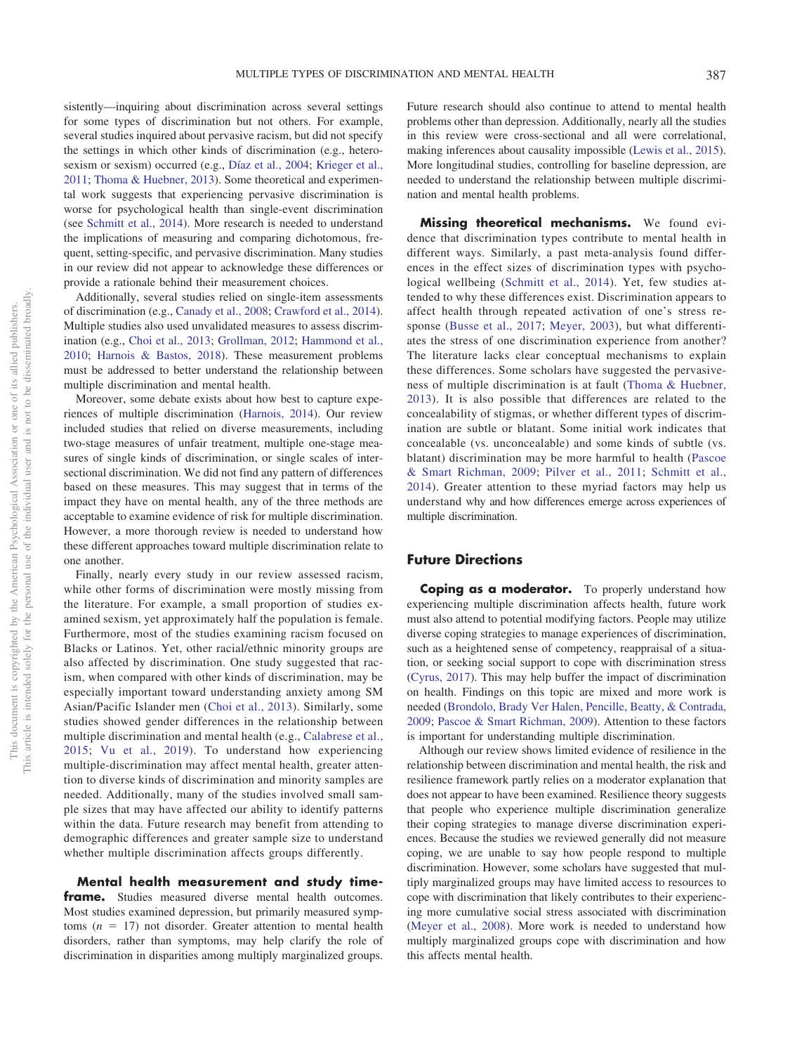sistently—inquiring about discrimination across several settings for some types of discrimination but not others. For example, several studies inquired about pervasive racism, but did not specify the settings in which other kinds of discrimination (e.g., heterosexism or sexism) occurred (e.g., Díaz et al., 2004; Krieger et al., 2011; Thoma & Huebner, 2013). Some theoretical and experimental work suggests that experiencing pervasive discrimination is worse for psychological health than single-event discrimination (see Schmitt et al., 2014). More research is needed to understand the implications of measuring and comparing dichotomous, frequent, setting-specific, and pervasive discrimination. Many studies in our review did not appear to acknowledge these differences or provide a rationale behind their measurement choices.

Additionally, several studies relied on single-item assessments of discrimination (e.g., Canady et al., 2008; Crawford et al., 2014). Multiple studies also used unvalidated measures to assess discrimination (e.g., Choi et al., 2013; Grollman, 2012; Hammond et al., 2010; Harnois & Bastos, 2018). These measurement problems must be addressed to better understand the relationship between multiple discrimination and mental health.

Moreover, some debate exists about how best to capture experiences of multiple discrimination (Harnois, 2014). Our review included studies that relied on diverse measurements, including two-stage measures of unfair treatment, multiple one-stage measures of single kinds of discrimination, or single scales of intersectional discrimination. We did not find any pattern of differences based on these measures. This may suggest that in terms of the impact they have on mental health, any of the three methods are acceptable to examine evidence of risk for multiple discrimination. However, a more thorough review is needed to understand how these different approaches toward multiple discrimination relate to one another.

Finally, nearly every study in our review assessed racism, while other forms of discrimination were mostly missing from the literature. For example, a small proportion of studies examined sexism, yet approximately half the population is female. Furthermore, most of the studies examining racism focused on Blacks or Latinos. Yet, other racial/ethnic minority groups are also affected by discrimination. One study suggested that racism, when compared with other kinds of discrimination, may be especially important toward understanding anxiety among SM Asian/Pacific Islander men (Choi et al., 2013). Similarly, some studies showed gender differences in the relationship between multiple discrimination and mental health (e.g., Calabrese et al., 2015; Vu et al., 2019). To understand how experiencing multiple-discrimination may affect mental health, greater attention to diverse kinds of discrimination and minority samples are needed. Additionally, many of the studies involved small sample sizes that may have affected our ability to identify patterns within the data. Future research may benefit from attending to demographic differences and greater sample size to understand whether multiple discrimination affects groups differently.

**Mental health measurement and study timeframe.** Studies measured diverse mental health outcomes. Most studies examined depression, but primarily measured symptoms ($n$ = 17) not disorder. Greater attention to mental health disorders, rather than symptoms, may help clarify the role of discrimination in disparities among multiply marginalized groups. Future research should also continue to attend to mental health problems other than depression. Additionally, nearly all the studies in this review were cross-sectional and all were correlational, making inferences about causality impossible (Lewis et al., 2015). More longitudinal studies, controlling for baseline depression, are needed to understand the relationship between multiple discrimination and mental health problems.

**Missing theoretical mechanisms.** We found evidence that discrimination types contribute to mental health in different ways. Similarly, a past meta-analysis found differences in the effect sizes of discrimination types with psychological wellbeing (Schmitt et al., 2014). Yet, few studies attended to why these differences exist. Discrimination appears to affect health through repeated activation of one's stress response (Busse et al., 2017; Meyer, 2003), but what differentiates the stress of one discrimination experience from another? The literature lacks clear conceptual mechanisms to explain these differences. Some scholars have suggested the pervasiveness of multiple discrimination is at fault (Thoma & Huebner, 2013). It is also possible that differences are related to the concealability of stigmas, or whether different types of discrimination are subtle or blatant. Some initial work indicates that concealable (vs. unconcealable) and some kinds of subtle (vs. blatant) discrimination may be more harmful to health (Pascoe & Smart Richman, 2009; Pilver et al., 2011; Schmitt et al., 2014). Greater attention to these myriad factors may help us understand why and how differences emerge across experiences of multiple discrimination.

## Future Directions

**Coping as a moderator.** To properly understand how experiencing multiple discrimination affects health, future work must also attend to potential modifying factors. People may utilize diverse coping strategies to manage experiences of discrimination, such as a heightened sense of competency, reappraisal of a situation, or seeking social support to cope with discrimination stress (Cyrus, 2017). This may help buffer the impact of discrimination on health. Findings on this topic are mixed and more work is needed (Brondolo, Brady Ver Halen, Pencille, Beatty, & Contrada, 2009; Pascoe & Smart Richman, 2009). Attention to these factors is important for understanding multiple discrimination.

Although our review shows limited evidence of resilience in the relationship between discrimination and mental health, the risk and resilience framework partly relies on a moderator explanation that does not appear to have been examined. Resilience theory suggests that people who experience multiple discrimination generalize their coping strategies to manage diverse discrimination experiences. Because the studies we reviewed generally did not measure coping, we are unable to say how people respond to multiple discrimination. However, some scholars have suggested that multiply marginalized groups may have limited access to resources to cope with discrimination that likely contributes to their experiencing more cumulative social stress associated with discrimination (Meyer et al., 2008). More work is needed to understand how multiply marginalized groups cope with discrimination and how this affects mental health.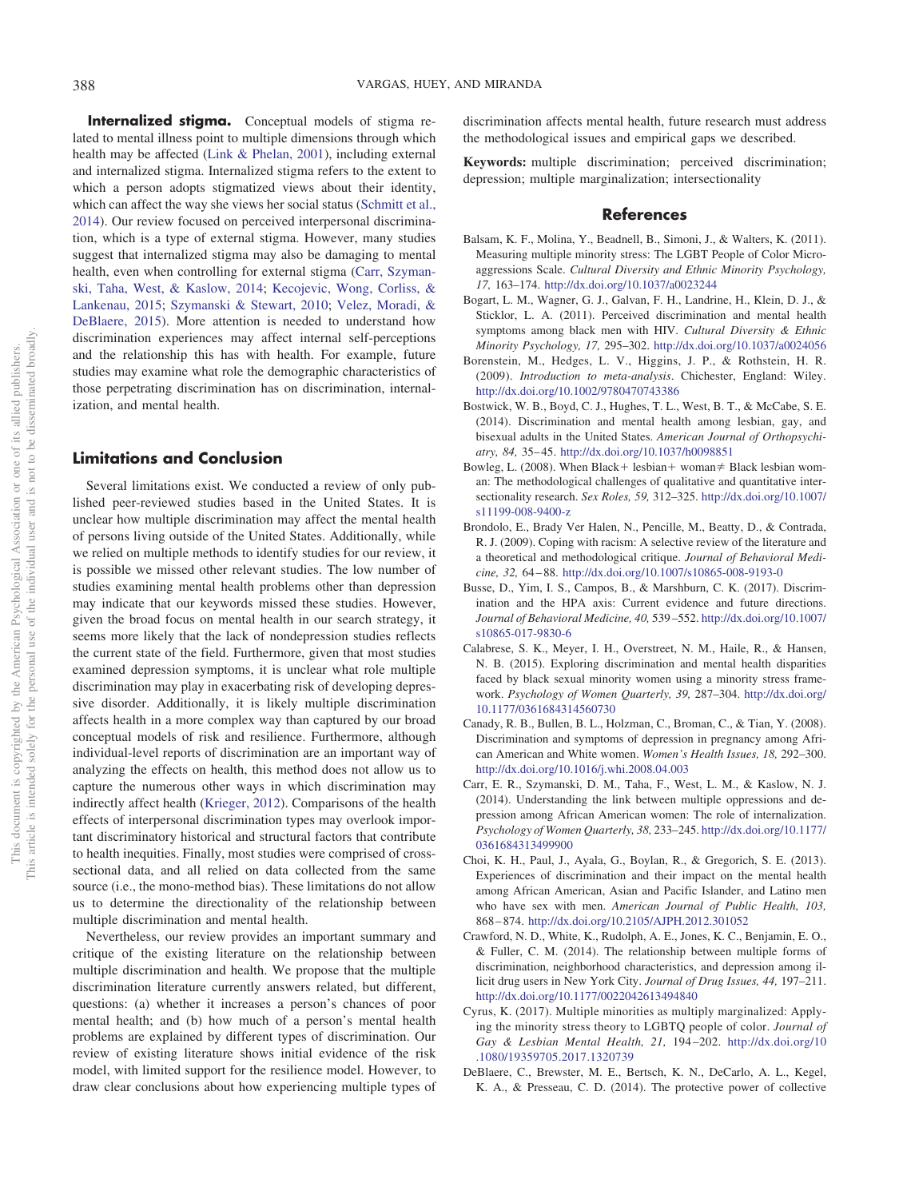**Internalized stigma.** Conceptual models of stigma related to mental illness point to multiple dimensions through which health may be affected (Link & Phelan, 2001), including external and internalized stigma. Internalized stigma refers to the extent to which a person adopts stigmatized views about their identity, which can affect the way she views her social status (Schmitt et al., 2014). Our review focused on perceived interpersonal discrimination, which is a type of external stigma. However, many studies suggest that internalized stigma may also be damaging to mental health, even when controlling for external stigma (Carr, Szymanski, Taha, West, & Kaslow, 2014; Kecojevic, Wong, Corliss, & Lankenau, 2015; Szymanski & Stewart, 2010; Velez, Moradi, & DeBlaere, 2015). More attention is needed to understand how discrimination experiences may affect internal self-perceptions and the relationship this has with health. For example, future studies may examine what role the demographic characteristics of those perpetrating discrimination has on discrimination, internalization, and mental health.

## Limitations and Conclusion

Several limitations exist. We conducted a review of only published peer-reviewed studies based in the United States. It is unclear how multiple discrimination may affect the mental health of persons living outside of the United States. Additionally, while we relied on multiple methods to identify studies for our review, it is possible we missed other relevant studies. The low number of studies examining mental health problems other than depression may indicate that our keywords missed these studies. However, given the broad focus on mental health in our search strategy, it seems more likely that the lack of nondepression studies reflects the current state of the field. Furthermore, given that most studies examined depression symptoms, it is unclear what role multiple discrimination may play in exacerbating risk of developing depressive disorder. Additionally, it is likely multiple discrimination affects health in a more complex way than captured by our broad conceptual models of risk and resilience. Furthermore, although individual-level reports of discrimination are an important way of analyzing the effects on health, this method does not allow us to capture the numerous other ways in which discrimination may indirectly affect health (Krieger, 2012). Comparisons of the health effects of interpersonal discrimination types may overlook important discriminatory historical and structural factors that contribute to health inequities. Finally, most studies were comprised of cross-sectional data, and all relied on data collected from the same source (i.e., the mono-method bias). These limitations do not allow us to determine the directionality of the relationship between multiple discrimination and mental health.

Nevertheless, our review provides an important summary and critique of the existing literature on the relationship between multiple discrimination and health. We propose that the multiple discrimination literature currently answers related, but different, questions: (a) whether it increases a person's chances of poor mental health; and (b) how much of a person's mental health problems are explained by different types of discrimination. Our review of existing literature shows initial evidence of the risk model, with limited support for the resilience model. However, to draw clear conclusions about how experiencing multiple types of discrimination affects mental health, future research must address the methodological issues and empirical gaps we described.

**Keywords:** multiple discrimination; perceived discrimination; depression; multiple marginalization; intersectionality

## References

Balsam, K. F., Molina, Y., Beadnell, B., Simoni, J., & Walters, K. (2011). Measuring multiple minority stress: The LGBT People of Color Microaggressions Scale. *Cultural Diversity and Ethnic Minority Psychology, 17,* 163–174. http://dx.doi.org/10.1037/a0023244

Bogart, L. M., Wagner, G. J., Galvan, F. H., Landrine, H., Klein, D. J., & Sticklor, L. A. (2011). Perceived discrimination and mental health symptoms among black men with HIV. *Cultural Diversity & Ethnic Minority Psychology, 17,* 295–302. http://dx.doi.org/10.1037/a0024056

Borenstein, M., Hedges, L. V., Higgins, J. P., & Rothstein, H. R. (2009). *Introduction to meta-analysis*. Chichester, England: Wiley. http://dx.doi.org/10.1002/9780470743386

Bostwick, W. B., Boyd, C. J., Hughes, T. L., West, B. T., & McCabe, S. E. (2014). Discrimination and mental health among lesbian, gay, and bisexual adults in the United States. *American Journal of Orthopsychiatry, 84,* 35–45. http://dx.doi.org/10.1037/h0098851

Bowleg, L. (2008). When Black + lesbian + woman ≠ Black lesbian woman: The methodological challenges of qualitative and quantitative intersectionality research. *Sex Roles, 59,* 312–325. http://dx.doi.org/10.1007/s11199-008-9400-z

Brondolo, E., Brady Ver Halen, N., Pencille, M., Beatty, D., & Contrada, R. J. (2009). Coping with racism: A selective review of the literature and a theoretical and methodological critique. *Journal of Behavioral Medicine, 32,* 64–88. http://dx.doi.org/10.1007/s10865-008-9193-0

Busse, D., Yim, I. S., Campos, B., & Marshburn, C. K. (2017). Discrimination and the HPA axis: Current evidence and future directions. *Journal of Behavioral Medicine, 40,* 539–552. http://dx.doi.org/10.1007/s10865-017-9830-6

Calabrese, S. K., Meyer, I. H., Overstreet, N. M., Haile, R., & Hansen, N. B. (2015). Exploring discrimination and mental health disparities faced by black sexual minority women using a minority stress framework. *Psychology of Women Quarterly, 39,* 287–304. http://dx.doi.org/10.1177/0361684314560730

Canady, R. B., Bullen, B. L., Holzman, C., Broman, C., & Tian, Y. (2008). Discrimination and symptoms of depression in pregnancy among African American and White women. *Women's Health Issues, 18,* 292–300. http://dx.doi.org/10.1016/j.whi.2008.04.003

Carr, E. R., Szymanski, D. M., Taha, F., West, L. M., & Kaslow, N. J. (2014). Understanding the link between multiple oppressions and depression among African American women: The role of internalization. *Psychology of Women Quarterly, 38,* 233–245. http://dx.doi.org/10.1177/0361684313499900

Choi, K. H., Paul, J., Ayala, G., Boylan, R., & Gregorich, S. E. (2013). Experiences of discrimination and their impact on the mental health among African American, Asian and Pacific Islander, and Latino men who have sex with men. *American Journal of Public Health, 103,* 868–874. http://dx.doi.org/10.2105/AJPH.2012.301052

Crawford, N. D., White, K., Rudolph, A. E., Jones, K. C., Benjamin, E. O., & Fuller, C. M. (2014). The relationship between multiple forms of discrimination, neighborhood characteristics, and depression among illicit drug users in New York City. *Journal of Drug Issues, 44,* 197–211. http://dx.doi.org/10.1177/0022042613494840

Cyrus, K. (2017). Multiple minorities as multiply marginalized: Applying the minority stress theory to LGBTQ people of color. *Journal of Gay & Lesbian Mental Health, 21,* 194–202. http://dx.doi.org/10.1080/19359705.2017.1320739

DeBlaere, C., Brewster, M. E., Bertsch, K. N., DeCarlo, A. L., Kegel, K. A., & Presseau, C. D. (2014). The protective power of collective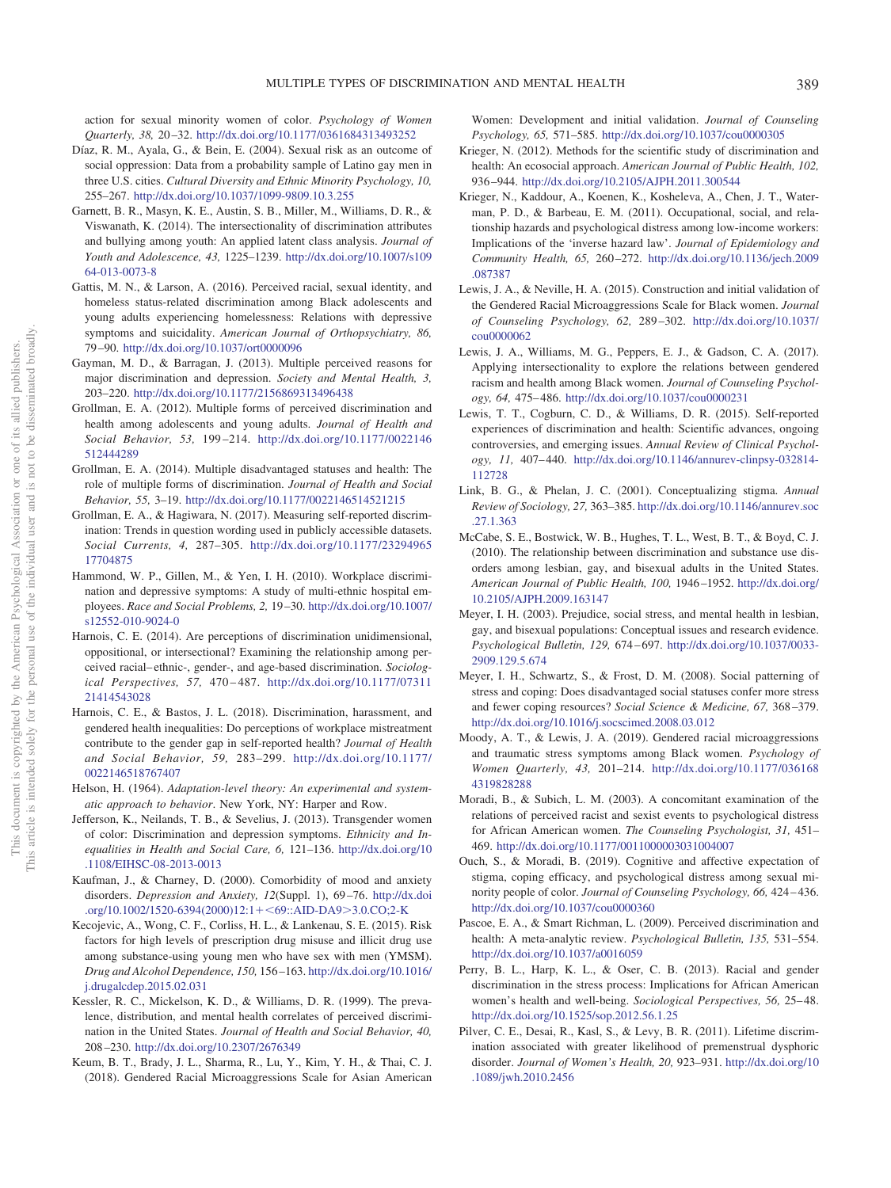action for sexual minority women of color. *Psychology of Women Quarterly, 38,* 20–32. http://dx.doi.org/10.1177/0361684313493252

Díaz, R. M., Ayala, G., & Bein, E. (2004). Sexual risk as an outcome of social oppression: Data from a probability sample of Latino gay men in three U.S. cities. *Cultural Diversity and Ethnic Minority Psychology, 10,* 255–267. http://dx.doi.org/10.1037/1099-9809.10.3.255

Garnett, B. R., Masyn, K. E., Austin, S. B., Miller, M., Williams, D. R., & Viswanath, K. (2014). The intersectionality of discrimination attributes and bullying among youth: An applied latent class analysis. *Journal of Youth and Adolescence, 43,* 1225–1239. http://dx.doi.org/10.1007/s10964-013-0073-8

Gattis, M. N., & Larson, A. (2016). Perceived racial, sexual identity, and homeless status-related discrimination among Black adolescents and young adults experiencing homelessness: Relations with depressive symptoms and suicidality. *American Journal of Orthopsychiatry, 86,* 79–90. http://dx.doi.org/10.1037/ort0000096

Gayman, M. D., & Barragan, J. (2013). Multiple perceived reasons for major discrimination and depression. *Society and Mental Health, 3,* 203–220. http://dx.doi.org/10.1177/2156869313496438

Grollman, E. A. (2012). Multiple forms of perceived discrimination and health among adolescents and young adults. *Journal of Health and Social Behavior, 53,* 199–214. http://dx.doi.org/10.1177/0022146512444289

Grollman, E. A. (2014). Multiple disadvantaged statuses and health: The role of multiple forms of discrimination. *Journal of Health and Social Behavior, 55,* 3–19. http://dx.doi.org/10.1177/0022146514521215

Grollman, E. A., & Hagiwara, N. (2017). Measuring self-reported discrimination: Trends in question wording used in publicly accessible datasets. *Social Currents, 4,* 287–305. http://dx.doi.org/10.1177/2329496517704875

Hammond, W. P., Gillen, M., & Yen, I. H. (2010). Workplace discrimination and depressive symptoms: A study of multi-ethnic hospital employees. *Race and Social Problems, 2,* 19–30. http://dx.doi.org/10.1007/s12552-010-9024-0

Harnois, C. E. (2014). Are perceptions of discrimination unidimensional, oppositional, or intersectional? Examining the relationship among perceived racial–ethnic-, gender-, and age-based discrimination. *Sociological Perspectives, 57,* 470–487. http://dx.doi.org/10.1177/0731121414543028

Harnois, C. E., & Bastos, J. L. (2018). Discrimination, harassment, and gendered health inequalities: Do perceptions of workplace mistreatment contribute to the gender gap in self-reported health? *Journal of Health and Social Behavior, 59,* 283–299. http://dx.doi.org/10.1177/0022146518767407

Helson, H. (1964). *Adaptation-level theory: An experimental and systematic approach to behavior*. New York, NY: Harper and Row.

Jefferson, K., Neilands, T. B., & Sevelius, J. (2013). Transgender women of color: Discrimination and depression symptoms. *Ethnicity and Inequalities in Health and Social Care, 6,* 121–136. http://dx.doi.org/10.1108/EIHSC-08-2013-0013

Kaufman, J., & Charney, D. (2000). Comorbidity of mood and anxiety disorders. *Depression and Anxiety, 12*(Suppl. 1), 69–76. http://dx.doi.org/10.1002/1520-6394(2000)12:1+<69::AID-DA9>3.0.CO;2-K

Kecojevic, A., Wong, C. F., Corliss, H. L., & Lankenau, S. E. (2015). Risk factors for high levels of prescription drug misuse and illicit drug use among substance-using young men who have sex with men (YMSM). *Drug and Alcohol Dependence, 150,* 156–163. http://dx.doi.org/10.1016/j.drugalcdep.2015.02.031

Kessler, R. C., Mickelson, K. D., & Williams, D. R. (1999). The prevalence, distribution, and mental health correlates of perceived discrimination in the United States. *Journal of Health and Social Behavior, 40,* 208–230. http://dx.doi.org/10.2307/2676349

Keum, B. T., Brady, J. L., Sharma, R., Lu, Y., Kim, Y. H., & Thai, C. J. (2018). Gendered Racial Microaggressions Scale for Asian American Women: Development and initial validation. *Journal of Counseling Psychology, 65,* 571–585. http://dx.doi.org/10.1037/cou0000305

Krieger, N. (2012). Methods for the scientific study of discrimination and health: An ecosocial approach. *American Journal of Public Health, 102,* 936–944. http://dx.doi.org/10.2105/AJPH.2011.300544

Krieger, N., Kaddour, A., Koenen, K., Kosheleva, A., Chen, J. T., Waterman, P. D., & Barbeau, E. M. (2011). Occupational, social, and relationship hazards and psychological distress among low-income workers: Implications of the 'inverse hazard law'. *Journal of Epidemiology and Community Health, 65,* 260–272. http://dx.doi.org/10.1136/jech.2009.087387

Lewis, J. A., & Neville, H. A. (2015). Construction and initial validation of the Gendered Racial Microaggressions Scale for Black women. *Journal of Counseling Psychology, 62,* 289–302. http://dx.doi.org/10.1037/cou0000062

Lewis, J. A., Williams, M. G., Peppers, E. J., & Gadson, C. A. (2017). Applying intersectionality to explore the relations between gendered racism and health among Black women. *Journal of Counseling Psychology, 64,* 475–486. http://dx.doi.org/10.1037/cou0000231

Lewis, T. T., Cogburn, C. D., & Williams, D. R. (2015). Self-reported experiences of discrimination and health: Scientific advances, ongoing controversies, and emerging issues. *Annual Review of Clinical Psychology, 11,* 407–440. http://dx.doi.org/10.1146/annurev-clinpsy-032814-112728

Link, B. G., & Phelan, J. C. (2001). Conceptualizing stigma. *Annual Review of Sociology, 27,* 363–385. http://dx.doi.org/10.1146/annurev.soc.27.1.363

McCabe, S. E., Bostwick, W. B., Hughes, T. L., West, B. T., & Boyd, C. J. (2010). The relationship between discrimination and substance use disorders among lesbian, gay, and bisexual adults in the United States. *American Journal of Public Health, 100,* 1946–1952. http://dx.doi.org/10.2105/AJPH.2009.163147

Meyer, I. H. (2003). Prejudice, social stress, and mental health in lesbian, gay, and bisexual populations: Conceptual issues and research evidence. *Psychological Bulletin, 129,* 674–697. http://dx.doi.org/10.1037/0033-2909.129.5.674

Meyer, I. H., Schwartz, S., & Frost, D. M. (2008). Social patterning of stress and coping: Does disadvantaged social statuses confer more stress and fewer coping resources? *Social Science & Medicine, 67,* 368–379. http://dx.doi.org/10.1016/j.socscimed.2008.03.012

Moody, A. T., & Lewis, J. A. (2019). Gendered racial microaggressions and traumatic stress symptoms among Black women. *Psychology of Women Quarterly, 43,* 201–214. http://dx.doi.org/10.1177/0361684319828288

Moradi, B., & Subich, L. M. (2003). A concomitant examination of the relations of perceived racist and sexist events to psychological distress for African American women. *The Counseling Psychologist, 31,* 451–469. http://dx.doi.org/10.1177/0011000003031004007

Ouch, S., & Moradi, B. (2019). Cognitive and affective expectation of stigma, coping efficacy, and psychological distress among sexual minority people of color. *Journal of Counseling Psychology, 66,* 424–436. http://dx.doi.org/10.1037/cou0000360

Pascoe, E. A., & Smart Richman, L. (2009). Perceived discrimination and health: A meta-analytic review. *Psychological Bulletin, 135,* 531–554. http://dx.doi.org/10.1037/a0016059

Perry, B. L., Harp, K. L., & Oser, C. B. (2013). Racial and gender discrimination in the stress process: Implications for African American women's health and well-being. *Sociological Perspectives, 56,* 25–48. http://dx.doi.org/10.1525/sop.2012.56.1.25

Pilver, C. E., Desai, R., Kasl, S., & Levy, B. R. (2011). Lifetime discrimination associated with greater likelihood of premenstrual dysphoric disorder. *Journal of Women's Health, 20,* 923–931. http://dx.doi.org/10.1089/jwh.2010.2456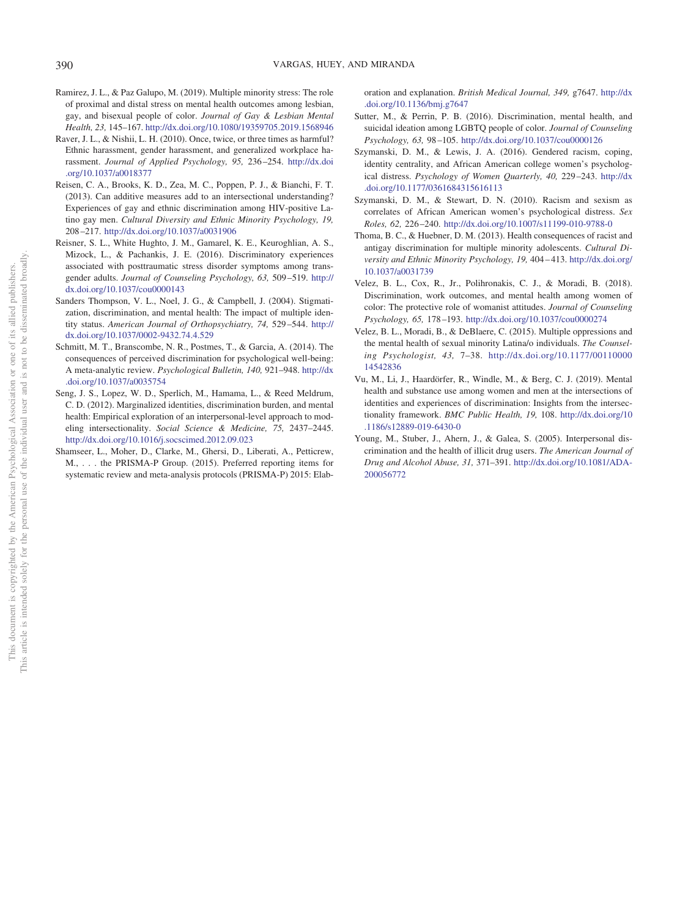Ramirez, J. L., & Paz Galupo, M. (2019). Multiple minority stress: The role of proximal and distal stress on mental health outcomes among lesbian, gay, and bisexual people of color. *Journal of Gay & Lesbian Mental Health, 23,* 145–167. http://dx.doi.org/10.1080/19359705.2019.1568946

Raver, J. L., & Nishii, L. H. (2010). Once, twice, or three times as harmful? Ethnic harassment, gender harassment, and generalized workplace harassment. *Journal of Applied Psychology, 95,* 236–254. http://dx.doi.org/10.1037/a0018377

Reisen, C. A., Brooks, K. D., Zea, M. C., Poppen, P. J., & Bianchi, F. T. (2013). Can additive measures add to an intersectional understanding? Experiences of gay and ethnic discrimination among HIV-positive Latino gay men. *Cultural Diversity and Ethnic Minority Psychology, 19,* 208–217. http://dx.doi.org/10.1037/a0031906

Reisner, S. L., White Hughto, J. M., Gamarel, K. E., Keuroghlian, A. S., Mizock, L., & Pachankis, J. E. (2016). Discriminatory experiences associated with posttraumatic stress disorder symptoms among transgender adults. *Journal of Counseling Psychology, 63,* 509–519. http://dx.doi.org/10.1037/cou0000143

Sanders Thompson, V. L., Noel, J. G., & Campbell, J. (2004). Stigmatization, discrimination, and mental health: The impact of multiple identity status. *American Journal of Orthopsychiatry, 74,* 529–544. http://dx.doi.org/10.1037/0002-9432.74.4.529

Schmitt, M. T., Branscombe, N. R., Postmes, T., & Garcia, A. (2014). The consequences of perceived discrimination for psychological well-being: A meta-analytic review. *Psychological Bulletin, 140,* 921–948. http://dx.doi.org/10.1037/a0035754

Seng, J. S., Lopez, W. D., Sperlich, M., Hamama, L., & Reed Meldrum, C. D. (2012). Marginalized identities, discrimination burden, and mental health: Empirical exploration of an interpersonal-level approach to modeling intersectionality. *Social Science & Medicine, 75,* 2437–2445. http://dx.doi.org/10.1016/j.socscimed.2012.09.023

Shamseer, L., Moher, D., Clarke, M., Ghersi, D., Liberati, A., Petticrew, M., . . . the PRISMA-P Group. (2015). Preferred reporting items for systematic review and meta-analysis protocols (PRISMA-P) 2015: Elaboration and explanation. *British Medical Journal, 349,* g7647. http://dx.doi.org/10.1136/bmj.g7647

Sutter, M., & Perrin, P. B. (2016). Discrimination, mental health, and suicidal ideation among LGBTQ people of color. *Journal of Counseling Psychology, 63,* 98–105. http://dx.doi.org/10.1037/cou0000126

Szymanski, D. M., & Lewis, J. A. (2016). Gendered racism, coping, identity centrality, and African American college women's psychological distress. *Psychology of Women Quarterly, 40,* 229–243. http://dx.doi.org/10.1177/0361684315616113

Szymanski, D. M., & Stewart, D. N. (2010). Racism and sexism as correlates of African American women's psychological distress. *Sex Roles, 62,* 226–240. http://dx.doi.org/10.1007/s11199-010-9788-0

Thoma, B. C., & Huebner, D. M. (2013). Health consequences of racist and antigay discrimination for multiple minority adolescents. *Cultural Diversity and Ethnic Minority Psychology, 19,* 404–413. http://dx.doi.org/10.1037/a0031739

Velez, B. L., Cox, R., Jr., Polihronakis, C. J., & Moradi, B. (2018). Discrimination, work outcomes, and mental health among women of color: The protective role of womanist attitudes. *Journal of Counseling Psychology, 65,* 178–193. http://dx.doi.org/10.1037/cou0000274

Velez, B. L., Moradi, B., & DeBlaere, C. (2015). Multiple oppressions and the mental health of sexual minority Latina/o individuals. *The Counseling Psychologist, 43,* 7–38. http://dx.doi.org/10.1177/0011000014542836

Vu, M., Li, J., Haardörfer, R., Windle, M., & Berg, C. J. (2019). Mental health and substance use among women and men at the intersections of identities and experiences of discrimination: Insights from the intersectionality framework. *BMC Public Health, 19,* 108. http://dx.doi.org/10.1186/s12889-019-6430-0

Young, M., Stuber, J., Ahern, J., & Galea, S. (2005). Interpersonal discrimination and the health of illicit drug users. *The American Journal of Drug and Alcohol Abuse, 31,* 371–391. http://dx.doi.org/10.1081/ADA-200056772